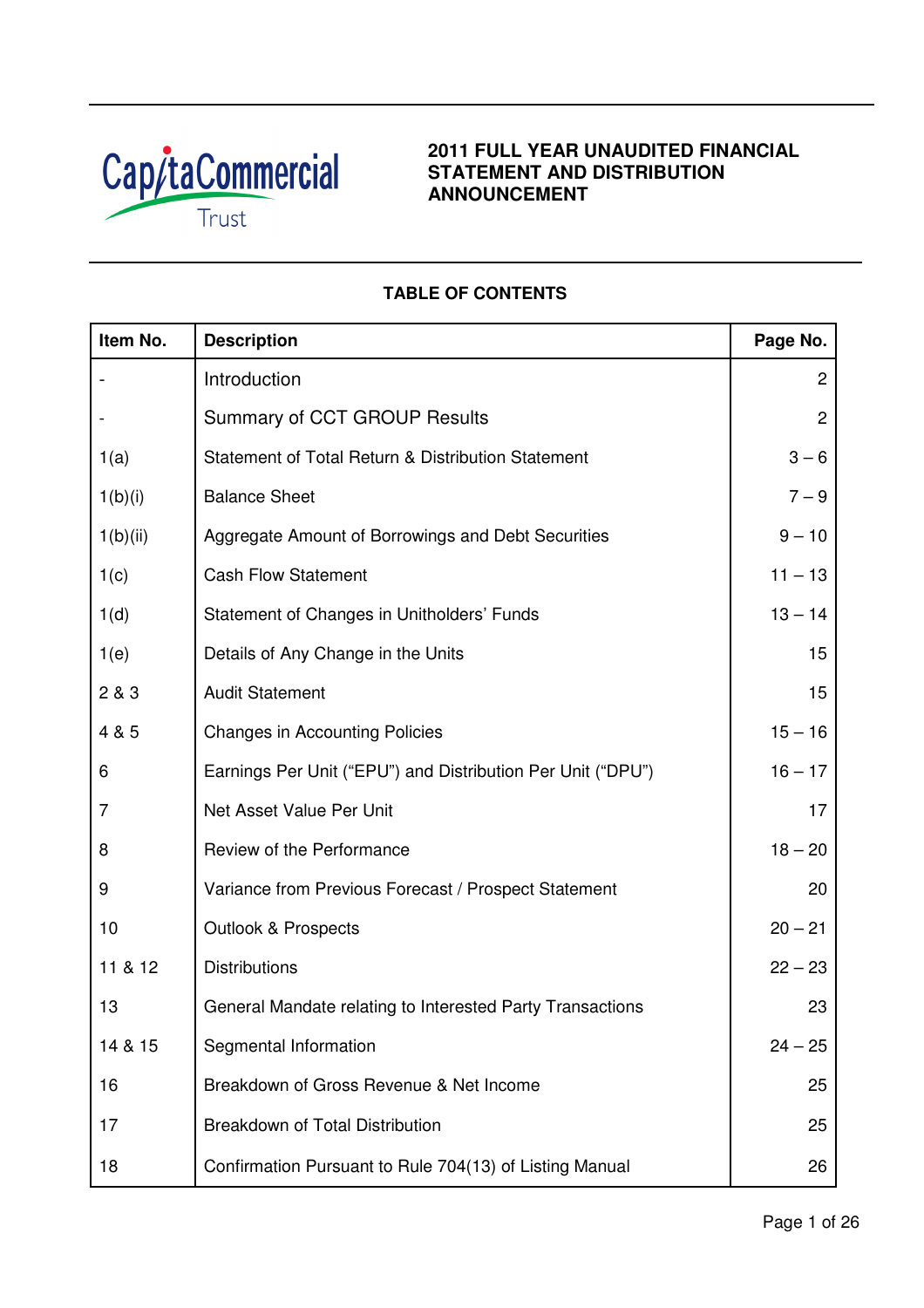# 2011 FULL YEAR UNAUDITED FINANCIAL STATEMENT AND DISTRIBUTION ANNOUNCEMENT

## TABLE OF CONTENTS

| Item No. | Description | Page No. |
|---|---|---|
| - | Introduction | 2 |
| - | Summary of CCT GROUP Results | 2 |
| 1(a) | Statement of Total Return & Distribution Statement | 3 – 6 |
| 1(b)(i) | Balance Sheet | 7 – 9 |
| 1(b)(ii) | Aggregate Amount of Borrowings and Debt Securities | 9 – 10 |
| 1(c) | Cash Flow Statement | 11 – 13 |
| 1(d) | Statement of Changes in Unitholders' Funds | 13 – 14 |
| 1(e) | Details of Any Change in the Units | 15 |
| 2 & 3 | Audit Statement | 15 |
| 4 & 5 | Changes in Accounting Policies | 15 – 16 |
| 6 | Earnings Per Unit ("EPU") and Distribution Per Unit ("DPU") | 16 – 17 |
| 7 | Net Asset Value Per Unit | 17 |
| 8 | Review of the Performance | 18 – 20 |
| 9 | Variance from Previous Forecast / Prospect Statement | 20 |
| 10 | Outlook & Prospects | 20 – 21 |
| 11 & 12 | Distributions | 22 – 23 |
| 13 | General Mandate relating to Interested Party Transactions | 23 |
| 14 & 15 | Segmental Information | 24 – 25 |
| 16 | Breakdown of Gross Revenue & Net Income | 25 |
| 17 | Breakdown of Total Distribution | 25 |
| 18 | Confirmation Pursuant to Rule 704(13) of Listing Manual | 26 |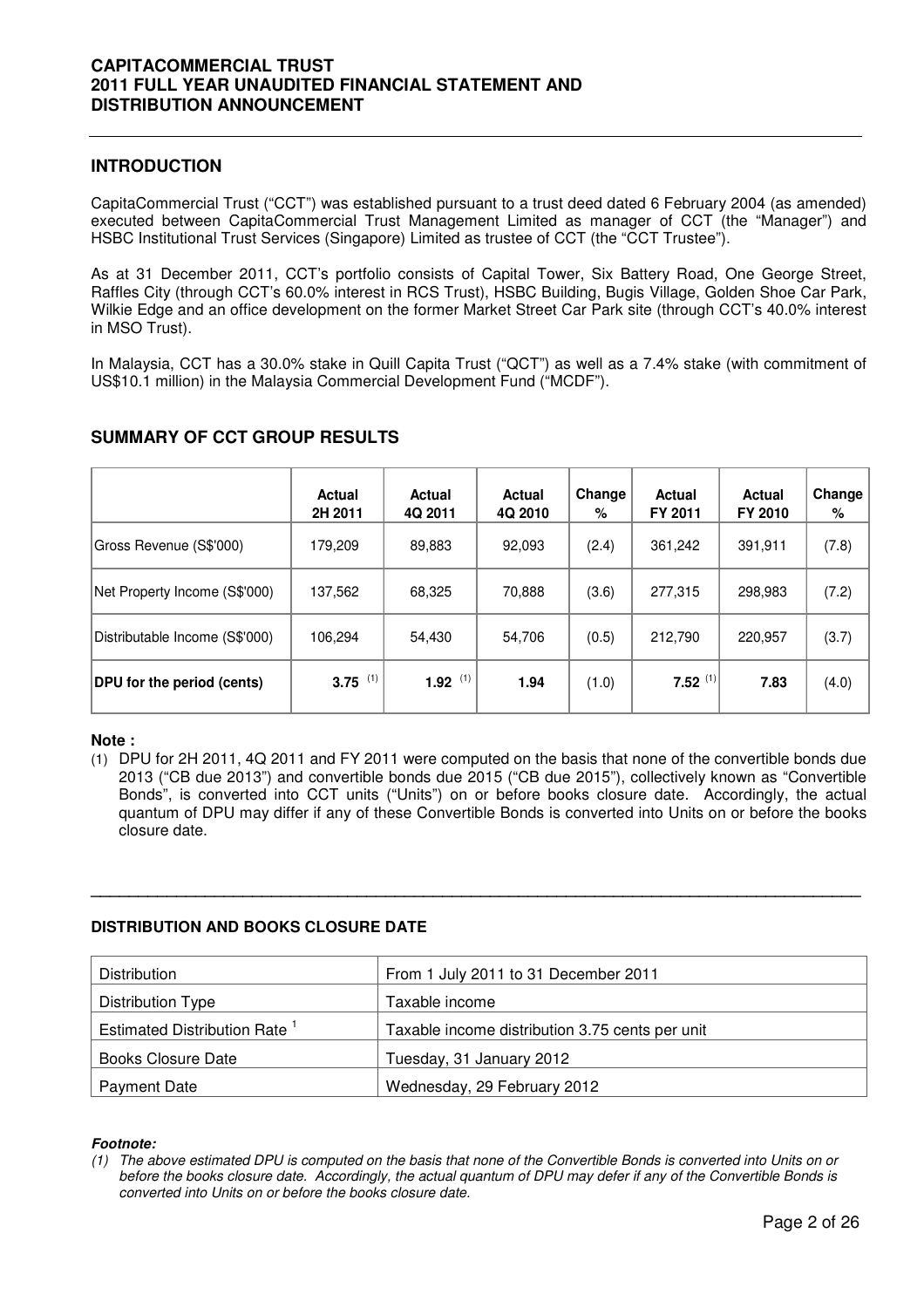## INTRODUCTION

CapitaCommercial Trust ("CCT") was established pursuant to a trust deed dated 6 February 2004 (as amended) executed between CapitaCommercial Trust Management Limited as manager of CCT (the "Manager") and HSBC Institutional Trust Services (Singapore) Limited as trustee of CCT (the "CCT Trustee").

As at 31 December 2011, CCT's portfolio consists of Capital Tower, Six Battery Road, One George Street, Raffles City (through CCT's 60.0% interest in RCS Trust), HSBC Building, Bugis Village, Golden Shoe Car Park, Wilkie Edge and an office development on the former Market Street Car Park site (through CCT's 40.0% interest in MSO Trust).

In Malaysia, CCT has a 30.0% stake in Quill Capita Trust ("QCT") as well as a 7.4% stake (with commitment of US$10.1 million) in the Malaysia Commercial Development Fund ("MCDF").

## SUMMARY OF CCT GROUP RESULTS

| | Actual 2H 2011 | Actual 4Q 2011 | Actual 4Q 2010 | Change % | Actual FY 2011 | Actual FY 2010 | Change % |
|---|---|---|---|---|---|---|---|
| Gross Revenue (S$'000) | 179,209 | 89,883 | 92,093 | (2.4) | 361,242 | 391,911 | (7.8) |
| Net Property Income (S$'000) | 137,562 | 68,325 | 70,888 | (3.6) | 277,315 | 298,983 | (7.2) |
| Distributable Income (S$'000) | 106,294 | 54,430 | 54,706 | (0.5) | 212,790 | 220,957 | (3.7) |
| **DPU for the period (cents)** | **3.75** (1) | **1.92** (1) | **1.94** | (1.0) | **7.52** (1) | **7.83** | (4.0) |

**Note :**

(1) DPU for 2H 2011, 4Q 2011 and FY 2011 were computed on the basis that none of the convertible bonds due 2013 ("CB due 2013") and convertible bonds due 2015 ("CB due 2015"), collectively known as "Convertible Bonds", is converted into CCT units ("Units") on or before books closure date. Accordingly, the actual quantum of DPU may differ if any of these Convertible Bonds is converted into Units on or before the books closure date.

---

**DISTRIBUTION AND BOOKS CLOSURE DATE**

| Distribution | From 1 July 2011 to 31 December 2011 |
|---|---|
| Distribution Type | Taxable income |
| Estimated Distribution Rate [1] | Taxable income distribution 3.75 cents per unit |
| Books Closure Date | Tuesday, 31 January 2012 |
| Payment Date | Wednesday, 29 February 2012 |

***Footnote:***

*(1) The above estimated DPU is computed on the basis that none of the Convertible Bonds is converted into Units on or before the books closure date. Accordingly, the actual quantum of DPU may defer if any of the Convertible Bonds is converted into Units on or before the books closure date.*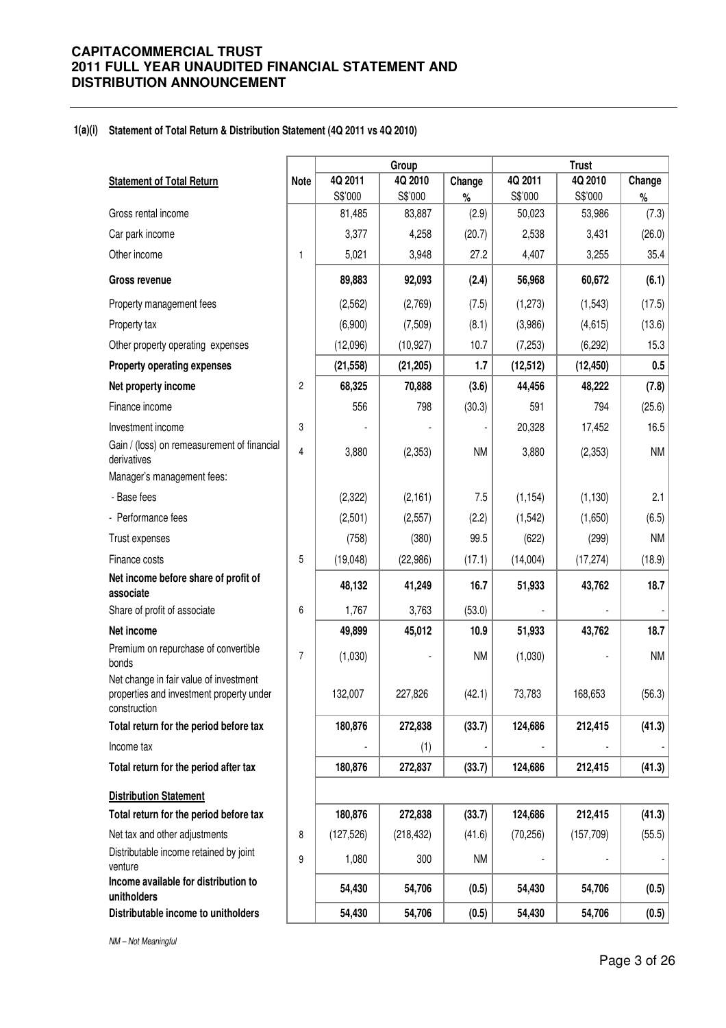**CAPITACOMMERCIAL TRUST**
**2011 FULL YEAR UNAUDITED FINANCIAL STATEMENT AND DISTRIBUTION ANNOUNCEMENT**

**1(a)(i) Statement of Total Return & Distribution Statement (4Q 2011 vs 4Q 2010)**

| | | Group | | | Trust | | |
|---|---|---|---|---|---|---|---|
| <u>Statement of Total Return</u> | Note | 4Q 2011 S$'000 | 4Q 2010 S$'000 | Change % | 4Q 2011 S$'000 | 4Q 2010 S$'000 | Change % |
| Gross rental income | | 81,485 | 83,887 | (2.9) | 50,023 | 53,986 | (7.3) |
| Car park income | | 3,377 | 4,258 | (20.7) | 2,538 | 3,431 | (26.0) |
| Other income | 1 | 5,021 | 3,948 | 27.2 | 4,407 | 3,255 | 35.4 |
| **Gross revenue** | | **89,883** | **92,093** | **(2.4)** | **56,968** | **60,672** | **(6.1)** |
| Property management fees | | (2,562) | (2,769) | (7.5) | (1,273) | (1,543) | (17.5) |
| Property tax | | (6,900) | (7,509) | (8.1) | (3,986) | (4,615) | (13.6) |
| Other property operating expenses | | (12,096) | (10,927) | 10.7 | (7,253) | (6,292) | 15.3 |
| **Property operating expenses** | | **(21,558)** | **(21,205)** | **1.7** | **(12,512)** | **(12,450)** | **0.5** |
| **Net property income** | 2 | **68,325** | **70,888** | **(3.6)** | **44,456** | **48,222** | **(7.8)** |
| Finance income | | 556 | 798 | (30.3) | 591 | 794 | (25.6) |
| Investment income | 3 | - | - | - | 20,328 | 17,452 | 16.5 |
| Gain / (loss) on remeasurement of financial derivatives | 4 | 3,880 | (2,353) | NM | 3,880 | (2,353) | NM |
| Manager's management fees: | | | | | | | |
| - Base fees | | (2,322) | (2,161) | 7.5 | (1,154) | (1,130) | 2.1 |
| - Performance fees | | (2,501) | (2,557) | (2.2) | (1,542) | (1,650) | (6.5) |
| Trust expenses | | (758) | (380) | 99.5 | (622) | (299) | NM |
| Finance costs | 5 | (19,048) | (22,986) | (17.1) | (14,004) | (17,274) | (18.9) |
| **Net income before share of profit of associate** | | **48,132** | **41,249** | **16.7** | **51,933** | **43,762** | **18.7** |
| Share of profit of associate | 6 | 1,767 | 3,763 | (53.0) | - | - | - |
| **Net income** | | **49,899** | **45,012** | **10.9** | **51,933** | **43,762** | **18.7** |
| Premium on repurchase of convertible bonds | 7 | (1,030) | - | NM | (1,030) | - | NM |
| Net change in fair value of investment properties and investment property under construction | | 132,007 | 227,826 | (42.1) | 73,783 | 168,653 | (56.3) |
| **Total return for the period before tax** | | **180,876** | **272,838** | **(33.7)** | **124,686** | **212,415** | **(41.3)** |
| Income tax | | - | (1) | - | - | - | - |
| **Total return for the period after tax** | | **180,876** | **272,837** | **(33.7)** | **124,686** | **212,415** | **(41.3)** |
| <u>**Distribution Statement**</u> | | | | | | | |
| **Total return for the period before tax** | | **180,876** | **272,838** | **(33.7)** | **124,686** | **212,415** | **(41.3)** |
| Net tax and other adjustments | 8 | (127,526) | (218,432) | (41.6) | (70,256) | (157,709) | (55.5) |
| Distributable income retained by joint venture | 9 | 1,080 | 300 | NM | - | - | - |
| **Income available for distribution to unitholders** | | **54,430** | **54,706** | **(0.5)** | **54,430** | **54,706** | **(0.5)** |
| **Distributable income to unitholders** | | **54,430** | **54,706** | **(0.5)** | **54,430** | **54,706** | **(0.5)** |

*NM – Not Meaningful*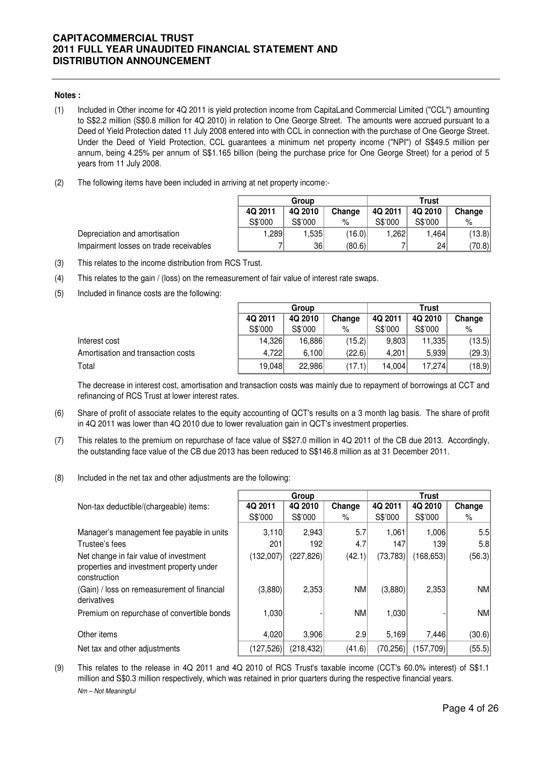**Notes :**

(1) Included in Other income for 4Q 2011 is yield protection income from CapitaLand Commercial Limited ("CCL") amounting to S$2.2 million (S$0.8 million for 4Q 2010) in relation to One George Street. The amounts were accrued pursuant to a Deed of Yield Protection dated 11 July 2008 entered into with CCL in connection with the purchase of One George Street. Under the Deed of Yield Protection, CCL guarantees a minimum net property income ("NPI") of S$49.5 million per annum, being 4.25% per annum of S$1.165 billion (being the purchase price for One George Street) for a period of 5 years from 11 July 2008.

(2) The following items have been included in arriving at net property income:-

| | Group | | | Trust | | |
|---|---|---|---|---|---|---|
| | 4Q 2011 | 4Q 2010 | Change | 4Q 2011 | 4Q 2010 | Change |
| | S$'000 | S$'000 | % | S$'000 | S$'000 | % |
| Depreciation and amortisation | 1,289 | 1,535 | (16.0) | 1,262 | 1,464 | (13.8) |
| Impairment losses on trade receivables | 7 | 36 | (80.6) | 7 | 24 | (70.8) |

(3) This relates to the income distribution from RCS Trust.

(4) This relates to the gain / (loss) on the remeasurement of fair value of interest rate swaps.

(5) Included in finance costs are the following:

| | Group | | | Trust | | |
|---|---|---|---|---|---|---|
| | 4Q 2011 | 4Q 2010 | Change | 4Q 2011 | 4Q 2010 | Change |
| | S$'000 | S$'000 | % | S$'000 | S$'000 | % |
| Interest cost | 14,326 | 16,886 | (15.2) | 9,803 | 11,335 | (13.5) |
| Amortisation and transaction costs | 4,722 | 6,100 | (22.6) | 4,201 | 5,939 | (29.3) |
| Total | 19,048 | 22,986 | (17.1) | 14,004 | 17,274 | (18.9) |

The decrease in interest cost, amortisation and transaction costs was mainly due to repayment of borrowings at CCT and refinancing of RCS Trust at lower interest rates.

(6) Share of profit of associate relates to the equity accounting of QCT's results on a 3 month lag basis. The share of profit in 4Q 2011 was lower than 4Q 2010 due to lower revaluation gain in QCT's investment properties.

(7) This relates to the premium on repurchase of face value of S$27.0 million in 4Q 2011 of the CB due 2013. Accordingly, the outstanding face value of the CB due 2013 has been reduced to S$146.8 million as at 31 December 2011.

(8) Included in the net tax and other adjustments are the following:

| | Group | | | Trust | | |
|---|---|---|---|---|---|---|
| Non-tax deductible/(chargeable) items: | 4Q 2011 | 4Q 2010 | Change | 4Q 2011 | 4Q 2010 | Change |
| | S$'000 | S$'000 | % | S$'000 | S$'000 | % |
| Manager's management fee payable in units | 3,110 | 2,943 | 5.7 | 1,061 | 1,006 | 5.5 |
| Trustee's fees | 201 | 192 | 4.7 | 147 | 139 | 5.8 |
| Net change in fair value of investment properties and investment property under construction | (132,007) | (227,826) | (42.1) | (73,783) | (168,653) | (56.3) |
| (Gain) / loss on remeasurement of financial derivatives | (3,880) | 2,353 | NM | (3,880) | 2,353 | NM |
| Premium on repurchase of convertible bonds | 1,030 | - | NM | 1,030 | - | NM |
| Other items | 4,020 | 3,906 | 2.9 | 5,169 | 7,446 | (30.6) |
| Net tax and other adjustments | (127,526) | (218,432) | (41.6) | (70,256) | (157,709) | (55.5) |

(9) This relates to the release in 4Q 2011 and 4Q 2010 of RCS Trust's taxable income (CCT's 60.0% interest) of S$1.1 million and S$0.3 million respectively, which was retained in prior quarters during the respective financial years.

*Nm – Not Meaningful*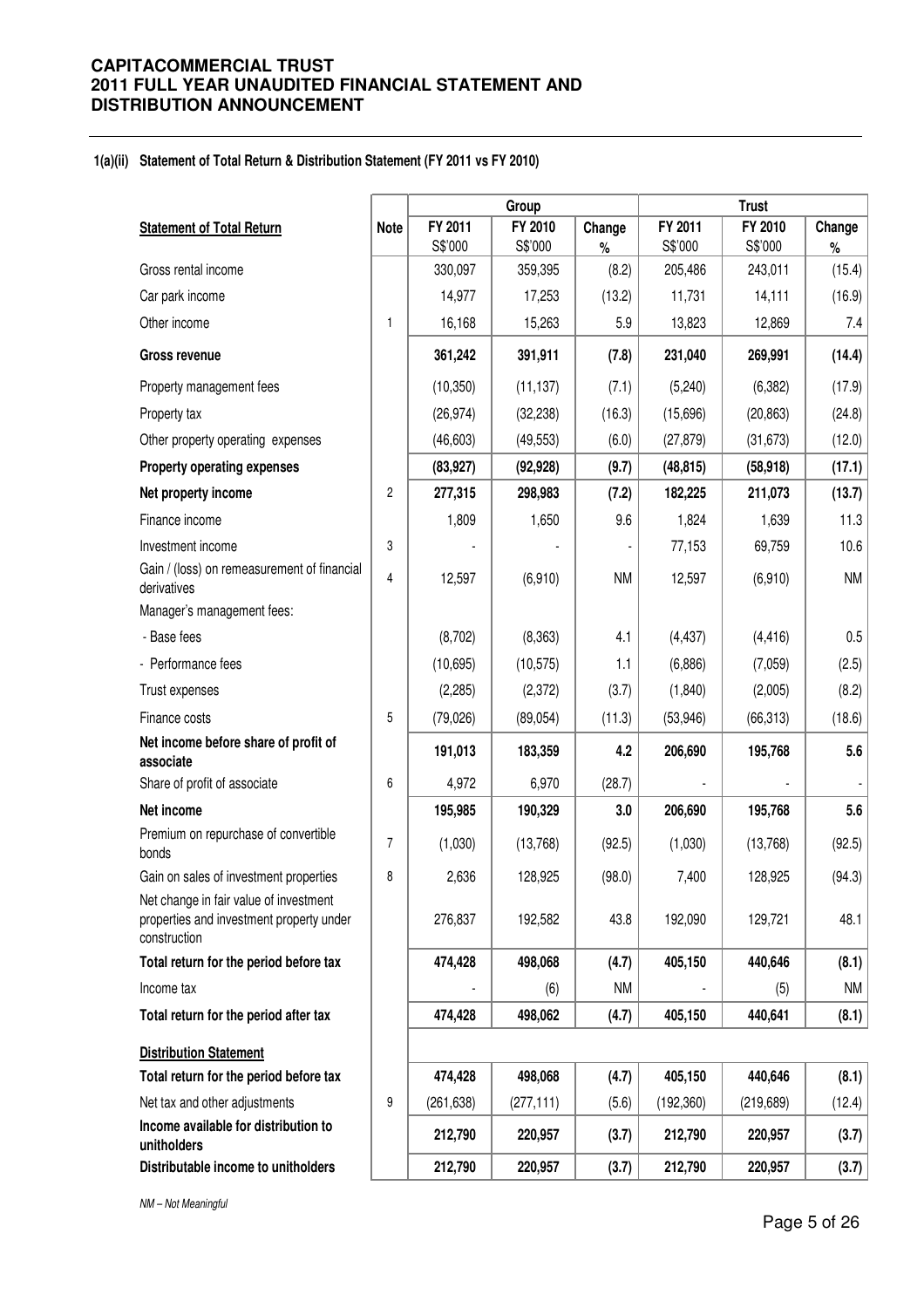#### 1(a)(ii) Statement of Total Return & Distribution Statement (FY 2011 vs FY 2010)

| Statement of Total Return | Note | Group | | | Trust | | |
|---|---|---|---|---|---|---|---|
| | | FY 2011 S$'000 | FY 2010 S$'000 | Change % | FY 2011 S$'000 | FY 2010 S$'000 | Change % |
| Gross rental income | | 330,097 | 359,395 | (8.2) | 205,486 | 243,011 | (15.4) |
| Car park income | | 14,977 | 17,253 | (13.2) | 11,731 | 14,111 | (16.9) |
| Other income | 1 | 16,168 | 15,263 | 5.9 | 13,823 | 12,869 | 7.4 |
| **Gross revenue** | | **361,242** | **391,911** | **(7.8)** | **231,040** | **269,991** | **(14.4)** |
| Property management fees | | (10,350) | (11,137) | (7.1) | (5,240) | (6,382) | (17.9) |
| Property tax | | (26,974) | (32,238) | (16.3) | (15,696) | (20,863) | (24.8) |
| Other property operating expenses | | (46,603) | (49,553) | (6.0) | (27,879) | (31,673) | (12.0) |
| **Property operating expenses** | | **(83,927)** | **(92,928)** | **(9.7)** | **(48,815)** | **(58,918)** | **(17.1)** |
| **Net property income** | 2 | **277,315** | **298,983** | **(7.2)** | **182,225** | **211,073** | **(13.7)** |
| Finance income | | 1,809 | 1,650 | 9.6 | 1,824 | 1,639 | 11.3 |
| Investment income | 3 | - | - | - | 77,153 | 69,759 | 10.6 |
| Gain / (loss) on remeasurement of financial derivatives | 4 | 12,597 | (6,910) | NM | 12,597 | (6,910) | NM |
| Manager's management fees: | | | | | | | |
| - Base fees | | (8,702) | (8,363) | 4.1 | (4,437) | (4,416) | 0.5 |
| - Performance fees | | (10,695) | (10,575) | 1.1 | (6,886) | (7,059) | (2.5) |
| Trust expenses | | (2,285) | (2,372) | (3.7) | (1,840) | (2,005) | (8.2) |
| Finance costs | 5 | (79,026) | (89,054) | (11.3) | (53,946) | (66,313) | (18.6) |
| **Net income before share of profit of associate** | | **191,013** | **183,359** | **4.2** | **206,690** | **195,768** | **5.6** |
| Share of profit of associate | 6 | 4,972 | 6,970 | (28.7) | - | - | - |
| **Net income** | | **195,985** | **190,329** | **3.0** | **206,690** | **195,768** | **5.6** |
| Premium on repurchase of convertible bonds | 7 | (1,030) | (13,768) | (92.5) | (1,030) | (13,768) | (92.5) |
| Gain on sales of investment properties | 8 | 2,636 | 128,925 | (98.0) | 7,400 | 128,925 | (94.3) |
| Net change in fair value of investment properties and investment property under construction | | 276,837 | 192,582 | 43.8 | 192,090 | 129,721 | 48.1 |
| **Total return for the period before tax** | | **474,428** | **498,068** | **(4.7)** | **405,150** | **440,646** | **(8.1)** |
| Income tax | | - | (6) | NM | - | (5) | NM |
| **Total return for the period after tax** | | **474,428** | **498,062** | **(4.7)** | **405,150** | **440,641** | **(8.1)** |
| **Distribution Statement** | | | | | | | |
| **Total return for the period before tax** | | **474,428** | **498,068** | **(4.7)** | **405,150** | **440,646** | **(8.1)** |
| Net tax and other adjustments | 9 | (261,638) | (277,111) | (5.6) | (192,360) | (219,689) | (12.4) |
| **Income available for distribution to unitholders** | | **212,790** | **220,957** | **(3.7)** | **212,790** | **220,957** | **(3.7)** |
| **Distributable income to unitholders** | | **212,790** | **220,957** | **(3.7)** | **212,790** | **220,957** | **(3.7)** |

*NM – Not Meaningful*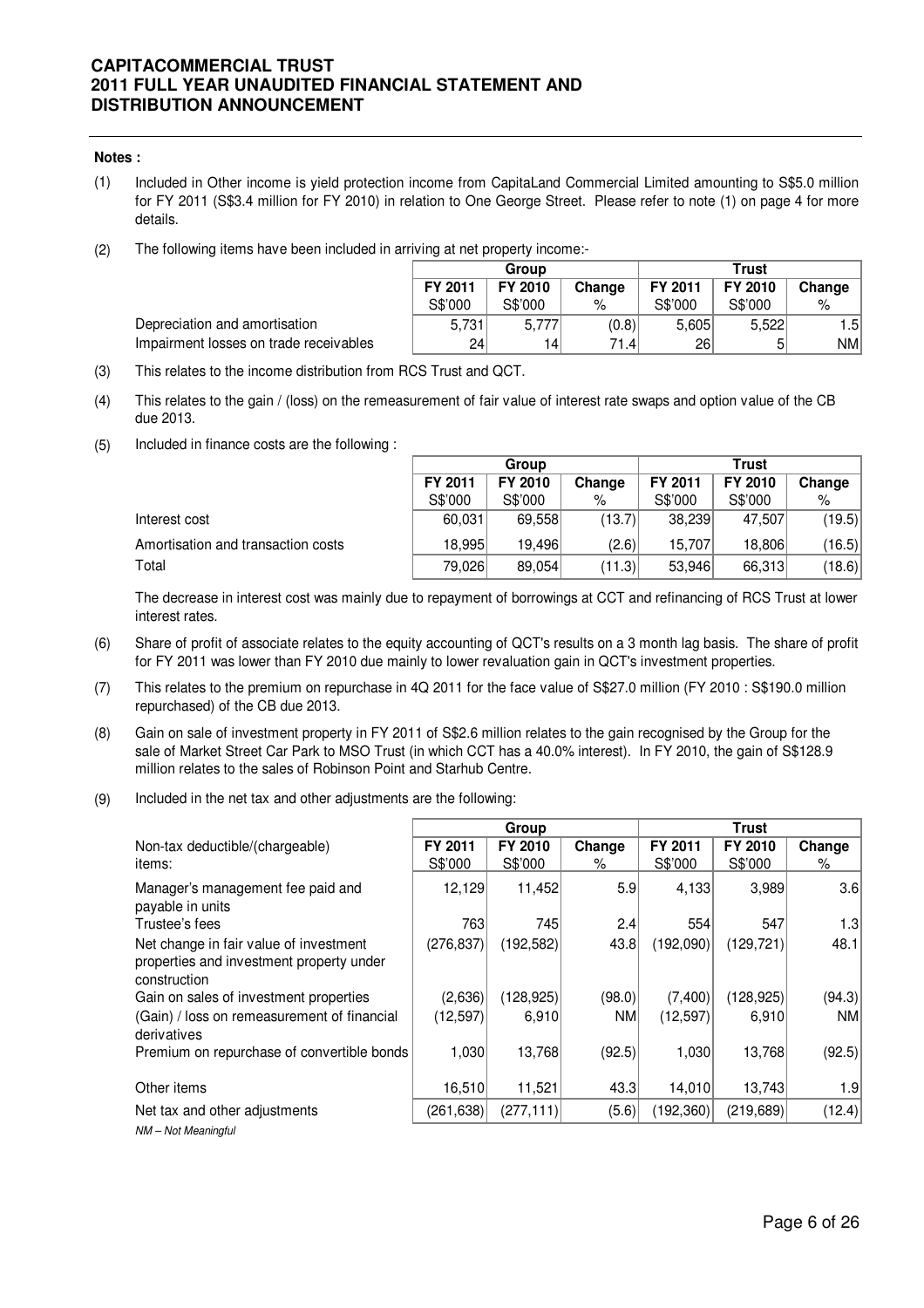**Notes :**

(1) Included in Other income is yield protection income from CapitaLand Commercial Limited amounting to S$5.0 million for FY 2011 (S$3.4 million for FY 2010) in relation to One George Street. Please refer to note (1) on page 4 for more details.

(2) The following items have been included in arriving at net property income:-

| | Group | | | Trust | | |
|---|---|---|---|---|---|---|
| | FY 2011 S$'000 | FY 2010 S$'000 | Change % | FY 2011 S$'000 | FY 2010 S$'000 | Change % |
| Depreciation and amortisation | 5,731 | 5,777 | (0.8) | 5,605 | 5,522 | 1.5 |
| Impairment losses on trade receivables | 24 | 14 | 71.4 | 26 | 5 | NM |

(3) This relates to the income distribution from RCS Trust and QCT.

(4) This relates to the gain / (loss) on the remeasurement of fair value of interest rate swaps and option value of the CB due 2013.

(5) Included in finance costs are the following :

| | Group | | | Trust | | |
|---|---|---|---|---|---|---|
| | FY 2011 S$'000 | FY 2010 S$'000 | Change % | FY 2011 S$'000 | FY 2010 S$'000 | Change % |
| Interest cost | 60,031 | 69,558 | (13.7) | 38,239 | 47,507 | (19.5) |
| Amortisation and transaction costs | 18,995 | 19,496 | (2.6) | 15,707 | 18,806 | (16.5) |
| Total | 79,026 | 89,054 | (11.3) | 53,946 | 66,313 | (18.6) |

The decrease in interest cost was mainly due to repayment of borrowings at CCT and refinancing of RCS Trust at lower interest rates.

(6) Share of profit of associate relates to the equity accounting of QCT's results on a 3 month lag basis. The share of profit for FY 2011 was lower than FY 2010 due mainly to lower revaluation gain in QCT's investment properties.

(7) This relates to the premium on repurchase in 4Q 2011 for the face value of S$27.0 million (FY 2010 : S$190.0 million repurchased) of the CB due 2013.

(8) Gain on sale of investment property in FY 2011 of S$2.6 million relates to the gain recognised by the Group for the sale of Market Street Car Park to MSO Trust (in which CCT has a 40.0% interest). In FY 2010, the gain of S$128.9 million relates to the sales of Robinson Point and Starhub Centre.

(9) Included in the net tax and other adjustments are the following:

| | Group | | | Trust | | |
|---|---|---|---|---|---|---|
| Non-tax deductible/(chargeable) items: | FY 2011 S$'000 | FY 2010 S$'000 | Change % | FY 2011 S$'000 | FY 2010 S$'000 | Change % |
| Manager's management fee paid and payable in units | 12,129 | 11,452 | 5.9 | 4,133 | 3,989 | 3.6 |
| Trustee's fees | 763 | 745 | 2.4 | 554 | 547 | 1.3 |
| Net change in fair value of investment properties and investment property under construction | (276,837) | (192,582) | 43.8 | (192,090) | (129,721) | 48.1 |
| Gain on sales of investment properties | (2,636) | (128,925) | (98.0) | (7,400) | (128,925) | (94.3) |
| (Gain) / loss on remeasurement of financial derivatives | (12,597) | 6,910 | NM | (12,597) | 6,910 | NM |
| Premium on repurchase of convertible bonds | 1,030 | 13,768 | (92.5) | 1,030 | 13,768 | (92.5) |
| Other items | 16,510 | 11,521 | 43.3 | 14,010 | 13,743 | 1.9 |
| Net tax and other adjustments | (261,638) | (277,111) | (5.6) | (192,360) | (219,689) | (12.4) |

*NM – Not Meaningful*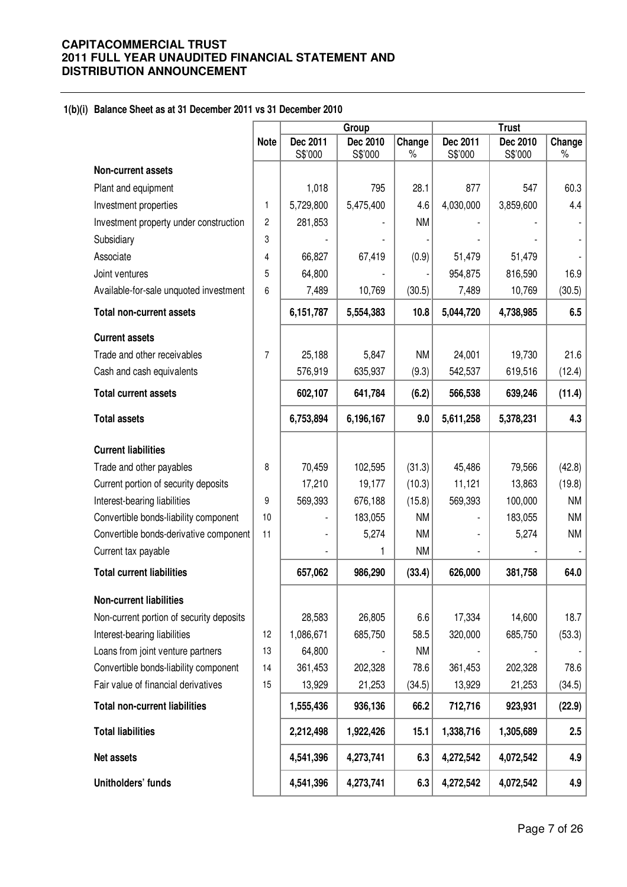**CAPITACOMMERCIAL TRUST**
**2011 FULL YEAR UNAUDITED FINANCIAL STATEMENT AND DISTRIBUTION ANNOUNCEMENT**

**1(b)(i) Balance Sheet as at 31 December 2011 vs 31 December 2010**

| | Note | Group | | | Trust | | |
|---|---|---|---|---|---|---|---|
| | | Dec 2011 S$'000 | Dec 2010 S$'000 | Change % | Dec 2011 S$'000 | Dec 2010 S$'000 | Change % |
| **Non-current assets** | | | | | | | |
| Plant and equipment | | 1,018 | 795 | 28.1 | 877 | 547 | 60.3 |
| Investment properties | 1 | 5,729,800 | 5,475,400 | 4.6 | 4,030,000 | 3,859,600 | 4.4 |
| Investment property under construction | 2 | 281,853 | - | NM | - | - | - |
| Subsidiary | 3 | - | - | - | - | - | - |
| Associate | 4 | 66,827 | 67,419 | (0.9) | 51,479 | 51,479 | - |
| Joint ventures | 5 | 64,800 | - | - | 954,875 | 816,590 | 16.9 |
| Available-for-sale unquoted investment | 6 | 7,489 | 10,769 | (30.5) | 7,489 | 10,769 | (30.5) |
| **Total non-current assets** | | **6,151,787** | **5,554,383** | **10.8** | **5,044,720** | **4,738,985** | **6.5** |
| **Current assets** | | | | | | | |
| Trade and other receivables | 7 | 25,188 | 5,847 | NM | 24,001 | 19,730 | 21.6 |
| Cash and cash equivalents | | 576,919 | 635,937 | (9.3) | 542,537 | 619,516 | (12.4) |
| **Total current assets** | | **602,107** | **641,784** | **(6.2)** | **566,538** | **639,246** | **(11.4)** |
| **Total assets** | | **6,753,894** | **6,196,167** | **9.0** | **5,611,258** | **5,378,231** | **4.3** |
| **Current liabilities** | | | | | | | |
| Trade and other payables | 8 | 70,459 | 102,595 | (31.3) | 45,486 | 79,566 | (42.8) |
| Current portion of security deposits | | 17,210 | 19,177 | (10.3) | 11,121 | 13,863 | (19.8) |
| Interest-bearing liabilities | 9 | 569,393 | 676,188 | (15.8) | 569,393 | 100,000 | NM |
| Convertible bonds-liability component | 10 | - | 183,055 | NM | - | 183,055 | NM |
| Convertible bonds-derivative component | 11 | - | 5,274 | NM | - | 5,274 | NM |
| Current tax payable | | - | 1 | NM | - | - | - |
| **Total current liabilities** | | **657,062** | **986,290** | **(33.4)** | **626,000** | **381,758** | **64.0** |
| **Non-current liabilities** | | | | | | | |
| Non-current portion of security deposits | | 28,583 | 26,805 | 6.6 | 17,334 | 14,600 | 18.7 |
| Interest-bearing liabilities | 12 | 1,086,671 | 685,750 | 58.5 | 320,000 | 685,750 | (53.3) |
| Loans from joint venture partners | 13 | 64,800 | - | NM | - | - | - |
| Convertible bonds-liability component | 14 | 361,453 | 202,328 | 78.6 | 361,453 | 202,328 | 78.6 |
| Fair value of financial derivatives | 15 | 13,929 | 21,253 | (34.5) | 13,929 | 21,253 | (34.5) |
| **Total non-current liabilities** | | **1,555,436** | **936,136** | **66.2** | **712,716** | **923,931** | **(22.9)** |
| **Total liabilities** | | **2,212,498** | **1,922,426** | **15.1** | **1,338,716** | **1,305,689** | **2.5** |
| **Net assets** | | **4,541,396** | **4,273,741** | **6.3** | **4,272,542** | **4,072,542** | **4.9** |
| **Unitholders' funds** | | **4,541,396** | **4,273,741** | **6.3** | **4,272,542** | **4,072,542** | **4.9** |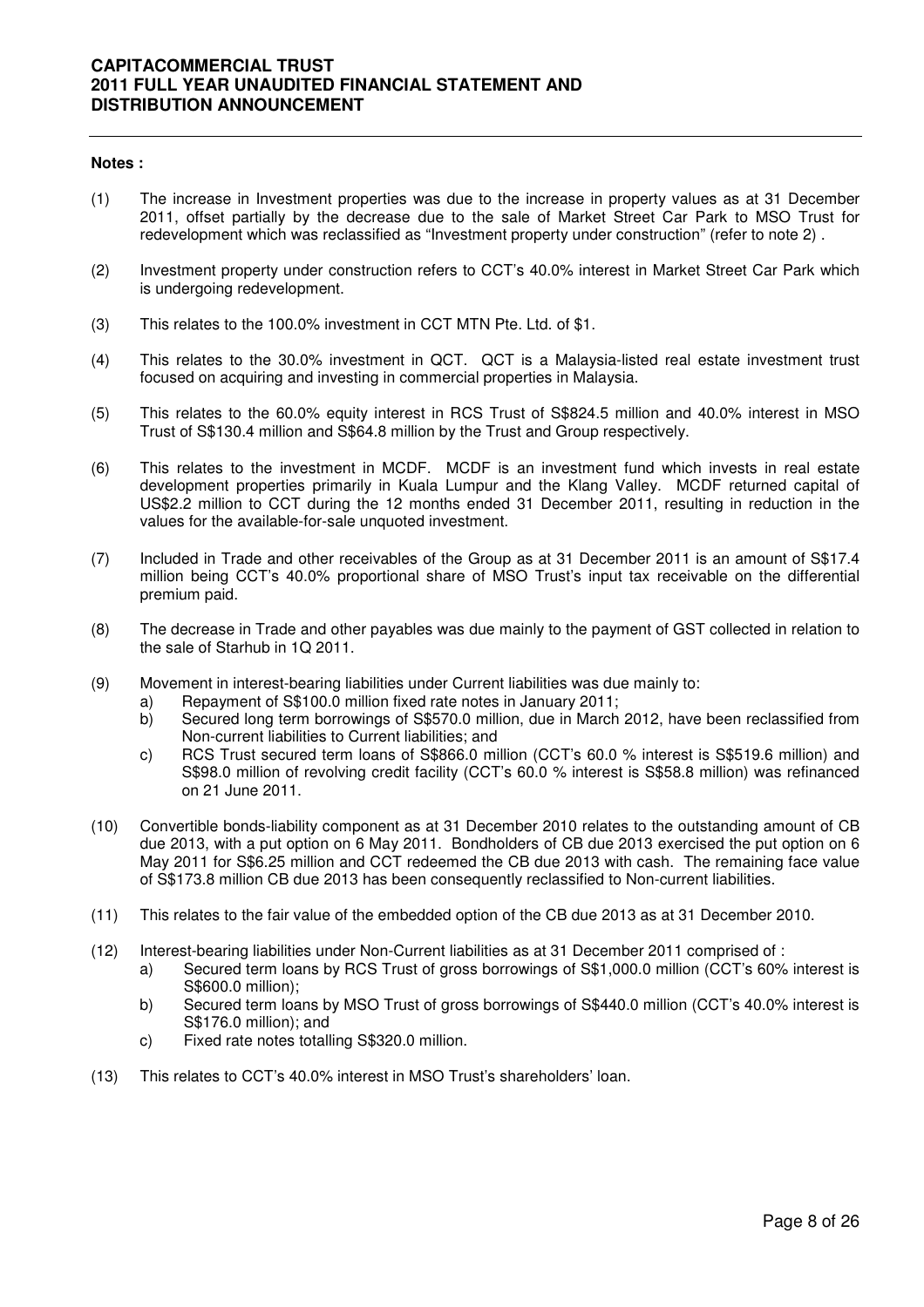**Notes :**

(1) The increase in Investment properties was due to the increase in property values as at 31 December 2011, offset partially by the decrease due to the sale of Market Street Car Park to MSO Trust for redevelopment which was reclassified as "Investment property under construction" (refer to note 2) .

(2) Investment property under construction refers to CCT's 40.0% interest in Market Street Car Park which is undergoing redevelopment.

(3) This relates to the 100.0% investment in CCT MTN Pte. Ltd. of $1.

(4) This relates to the 30.0% investment in QCT. QCT is a Malaysia-listed real estate investment trust focused on acquiring and investing in commercial properties in Malaysia.

(5) This relates to the 60.0% equity interest in RCS Trust of S$824.5 million and 40.0% interest in MSO Trust of S$130.4 million and S$64.8 million by the Trust and Group respectively.

(6) This relates to the investment in MCDF. MCDF is an investment fund which invests in real estate development properties primarily in Kuala Lumpur and the Klang Valley. MCDF returned capital of US$2.2 million to CCT during the 12 months ended 31 December 2011, resulting in reduction in the values for the available-for-sale unquoted investment.

(7) Included in Trade and other receivables of the Group as at 31 December 2011 is an amount of S$17.4 million being CCT's 40.0% proportional share of MSO Trust's input tax receivable on the differential premium paid.

(8) The decrease in Trade and other payables was due mainly to the payment of GST collected in relation to the sale of Starhub in 1Q 2011.

(9) Movement in interest-bearing liabilities under Current liabilities was due mainly to:
   a) Repayment of S$100.0 million fixed rate notes in January 2011;
   b) Secured long term borrowings of S$570.0 million, due in March 2012, have been reclassified from Non-current liabilities to Current liabilities; and
   c) RCS Trust secured term loans of S$866.0 million (CCT's 60.0 % interest is S$519.6 million) and S$98.0 million of revolving credit facility (CCT's 60.0 % interest is S$58.8 million) was refinanced on 21 June 2011.

(10) Convertible bonds-liability component as at 31 December 2010 relates to the outstanding amount of CB due 2013, with a put option on 6 May 2011. Bondholders of CB due 2013 exercised the put option on 6 May 2011 for S$6.25 million and CCT redeemed the CB due 2013 with cash. The remaining face value of S$173.8 million CB due 2013 has been consequently reclassified to Non-current liabilities.

(11) This relates to the fair value of the embedded option of the CB due 2013 as at 31 December 2010.

(12) Interest-bearing liabilities under Non-Current liabilities as at 31 December 2011 comprised of :
   a) Secured term loans by RCS Trust of gross borrowings of S$1,000.0 million (CCT's 60% interest is S$600.0 million);
   b) Secured term loans by MSO Trust of gross borrowings of S$440.0 million (CCT's 40.0% interest is S$176.0 million); and
   c) Fixed rate notes totalling S$320.0 million.

(13) This relates to CCT's 40.0% interest in MSO Trust's shareholders' loan.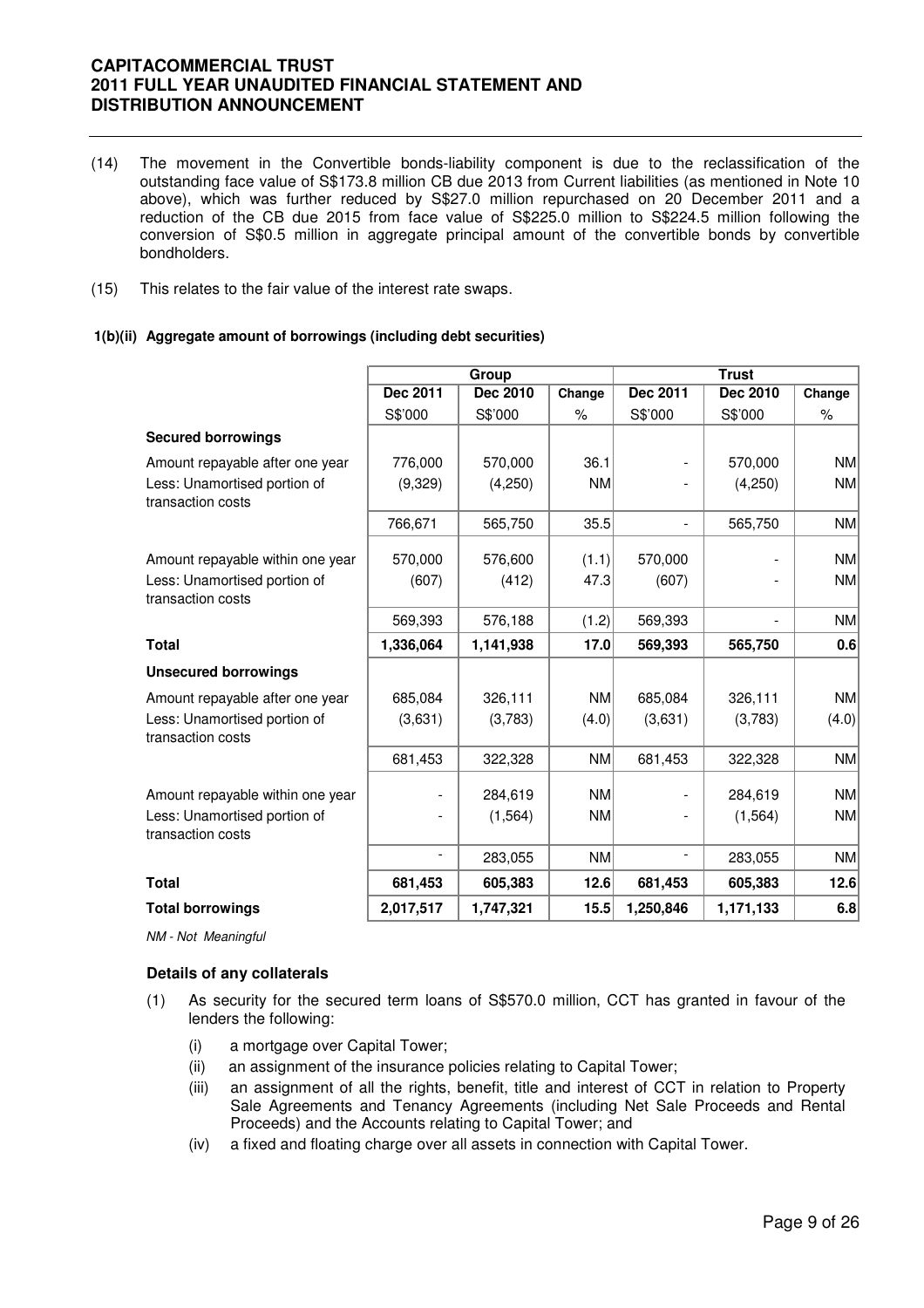(14) The movement in the Convertible bonds-liability component is due to the reclassification of the outstanding face value of S$173.8 million CB due 2013 from Current liabilities (as mentioned in Note 10 above), which was further reduced by S$27.0 million repurchased on 20 December 2011 and a reduction of the CB due 2015 from face value of S$225.0 million to S$224.5 million following the conversion of S$0.5 million in aggregate principal amount of the convertible bonds by convertible bondholders.

(15) This relates to the fair value of the interest rate swaps.

### 1(b)(ii) Aggregate amount of borrowings (including debt securities)

| | Group | | | Trust | | |
|---|---|---|---|---|---|---|
| | **Dec 2011** | **Dec 2010** | **Change** | **Dec 2011** | **Dec 2010** | **Change** |
| | S$'000 | S$'000 | % | S$'000 | S$'000 | % |
| **Secured borrowings** | | | | | | |
| Amount repayable after one year | 776,000 | 570,000 | 36.1 | - | 570,000 | NM |
| Less: Unamortised portion of transaction costs | (9,329) | (4,250) | NM | - | (4,250) | NM |
| | 766,671 | 565,750 | 35.5 | - | 565,750 | NM |
| Amount repayable within one year | 570,000 | 576,600 | (1.1) | 570,000 | - | NM |
| Less: Unamortised portion of transaction costs | (607) | (412) | 47.3 | (607) | - | NM |
| | 569,393 | 576,188 | (1.2) | 569,393 | - | NM |
| **Total** | **1,336,064** | **1,141,938** | **17.0** | **569,393** | **565,750** | **0.6** |
| **Unsecured borrowings** | | | | | | |
| Amount repayable after one year | 685,084 | 326,111 | NM | 685,084 | 326,111 | NM |
| Less: Unamortised portion of transaction costs | (3,631) | (3,783) | (4.0) | (3,631) | (3,783) | (4.0) |
| | 681,453 | 322,328 | NM | 681,453 | 322,328 | NM |
| Amount repayable within one year | - | 284,619 | NM | - | 284,619 | NM |
| Less: Unamortised portion of transaction costs | - | (1,564) | NM | - | (1,564) | NM |
| | - | 283,055 | NM | - | 283,055 | NM |
| **Total** | **681,453** | **605,383** | **12.6** | **681,453** | **605,383** | **12.6** |
| **Total borrowings** | **2,017,517** | **1,747,321** | **15.5** | **1,250,846** | **1,171,133** | **6.8** |

*NM - Not Meaningful*

**Details of any collaterals**

(1) As security for the secured term loans of S$570.0 million, CCT has granted in favour of the lenders the following:

- (i) a mortgage over Capital Tower;
- (ii) an assignment of the insurance policies relating to Capital Tower;
- (iii) an assignment of all the rights, benefit, title and interest of CCT in relation to Property Sale Agreements and Tenancy Agreements (including Net Sale Proceeds and Rental Proceeds) and the Accounts relating to Capital Tower; and
- (iv) a fixed and floating charge over all assets in connection with Capital Tower.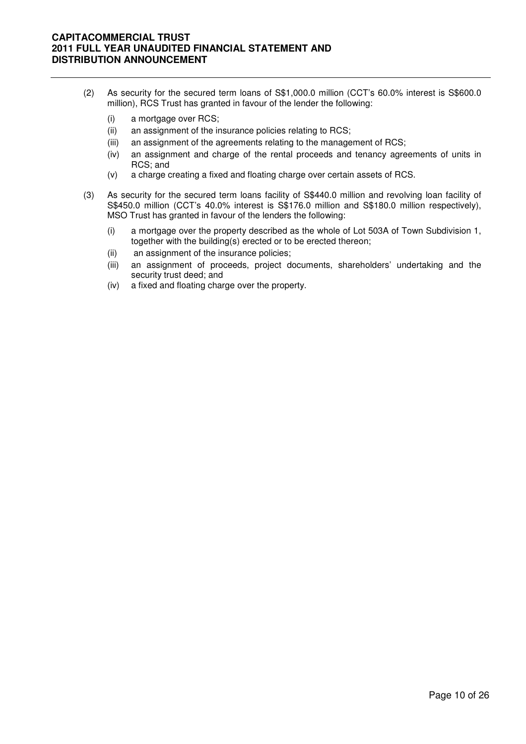(2) As security for the secured term loans of S$1,000.0 million (CCT's 60.0% interest is S$600.0 million), RCS Trust has granted in favour of the lender the following:

- (i) a mortgage over RCS;
- (ii) an assignment of the insurance policies relating to RCS;
- (iii) an assignment of the agreements relating to the management of RCS;
- (iv) an assignment and charge of the rental proceeds and tenancy agreements of units in RCS; and
- (v) a charge creating a fixed and floating charge over certain assets of RCS.

(3) As security for the secured term loans facility of S$440.0 million and revolving loan facility of S$450.0 million (CCT's 40.0% interest is S$176.0 million and S$180.0 million respectively), MSO Trust has granted in favour of the lenders the following:

- (i) a mortgage over the property described as the whole of Lot 503A of Town Subdivision 1, together with the building(s) erected or to be erected thereon;
- (ii) an assignment of the insurance policies;
- (iii) an assignment of proceeds, project documents, shareholders' undertaking and the security trust deed; and
- (iv) a fixed and floating charge over the property.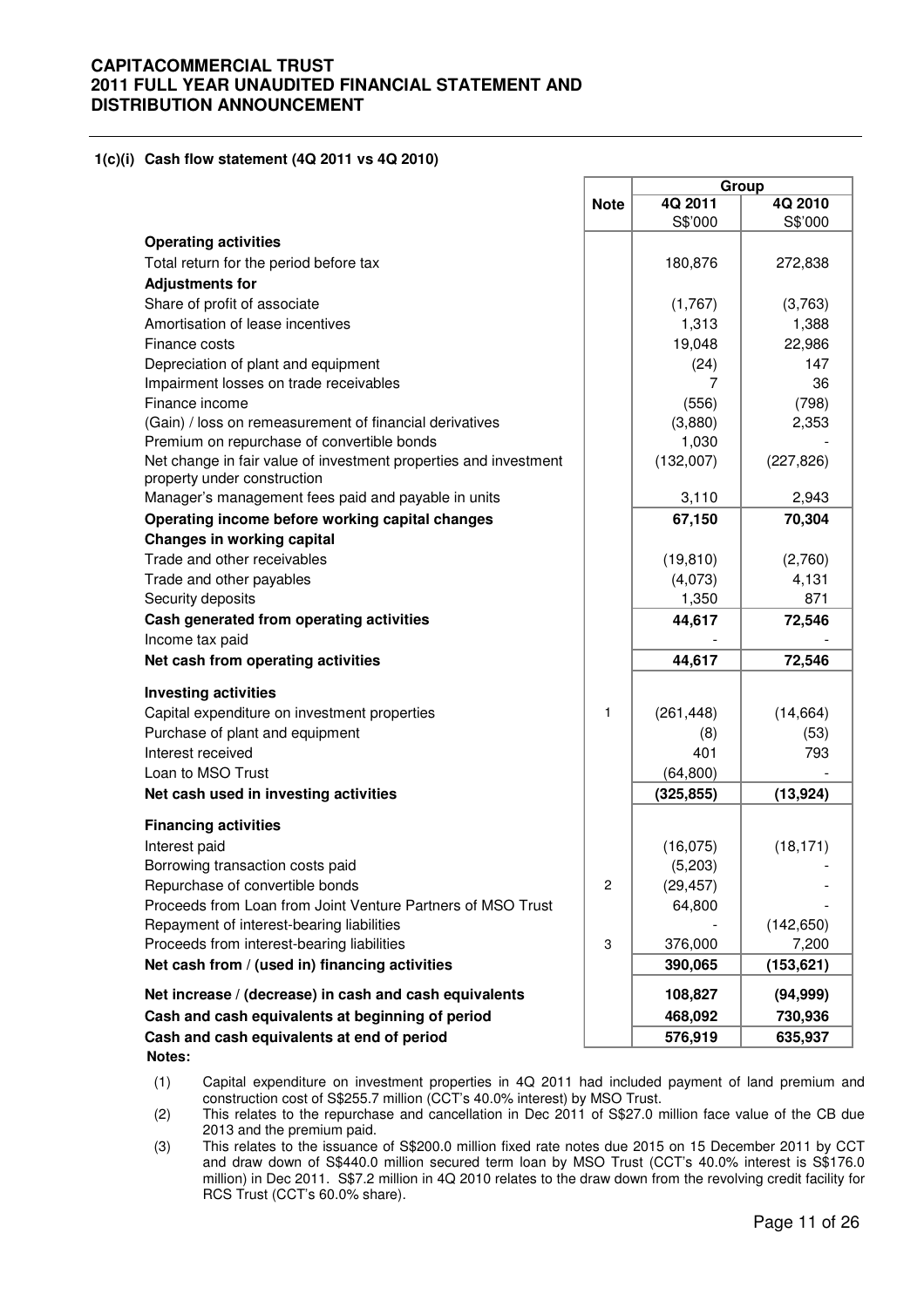**CAPITACOMMERCIAL TRUST**
**2011 FULL YEAR UNAUDITED FINANCIAL STATEMENT AND DISTRIBUTION ANNOUNCEMENT**

### 1(c)(i) Cash flow statement (4Q 2011 vs 4Q 2010)

| | Note | Group | |
|---|---|---|---|
| | | 4Q 2011 | 4Q 2010 |
| | | S$'000 | S$'000 |
| **Operating activities** | | | |
| Total return for the period before tax | | 180,876 | 272,838 |
| **Adjustments for** | | | |
| Share of profit of associate | | (1,767) | (3,763) |
| Amortisation of lease incentives | | 1,313 | 1,388 |
| Finance costs | | 19,048 | 22,986 |
| Depreciation of plant and equipment | | (24) | 147 |
| Impairment losses on trade receivables | | 7 | 36 |
| Finance income | | (556) | (798) |
| (Gain) / loss on remeasurement of financial derivatives | | (3,880) | 2,353 |
| Premium on repurchase of convertible bonds | | 1,030 | - |
| Net change in fair value of investment properties and investment property under construction | | (132,007) | (227,826) |
| Manager's management fees paid and payable in units | | 3,110 | 2,943 |
| **Operating income before working capital changes** | | **67,150** | **70,304** |
| **Changes in working capital** | | | |
| Trade and other receivables | | (19,810) | (2,760) |
| Trade and other payables | | (4,073) | 4,131 |
| Security deposits | | 1,350 | 871 |
| **Cash generated from operating activities** | | **44,617** | **72,546** |
| Income tax paid | | - | - |
| **Net cash from operating activities** | | **44,617** | **72,546** |
| **Investing activities** | | | |
| Capital expenditure on investment properties | 1 | (261,448) | (14,664) |
| Purchase of plant and equipment | | (8) | (53) |
| Interest received | | 401 | 793 |
| Loan to MSO Trust | | (64,800) | - |
| **Net cash used in investing activities** | | **(325,855)** | **(13,924)** |
| **Financing activities** | | | |
| Interest paid | | (16,075) | (18,171) |
| Borrowing transaction costs paid | | (5,203) | - |
| Repurchase of convertible bonds | 2 | (29,457) | - |
| Proceeds from Loan from Joint Venture Partners of MSO Trust | | 64,800 | - |
| Repayment of interest-bearing liabilities | | - | (142,650) |
| Proceeds from interest-bearing liabilities | 3 | 376,000 | 7,200 |
| **Net cash from / (used in) financing activities** | | **390,065** | **(153,621)** |
| **Net increase / (decrease) in cash and cash equivalents** | | **108,827** | **(94,999)** |
| **Cash and cash equivalents at beginning of period** | | **468,092** | **730,936** |
| **Cash and cash equivalents at end of period** | | **576,919** | **635,937** |

**Notes:**

(1) Capital expenditure on investment properties in 4Q 2011 had included payment of land premium and construction cost of S$255.7 million (CCT's 40.0% interest) by MSO Trust.

(2) This relates to the repurchase and cancellation in Dec 2011 of S$27.0 million face value of the CB due 2013 and the premium paid.

(3) This relates to the issuance of S$200.0 million fixed rate notes due 2015 on 15 December 2011 by CCT and draw down of S$440.0 million secured term loan by MSO Trust (CCT's 40.0% interest is S$176.0 million) in Dec 2011. S$7.2 million in 4Q 2010 relates to the draw down from the revolving credit facility for RCS Trust (CCT's 60.0% share).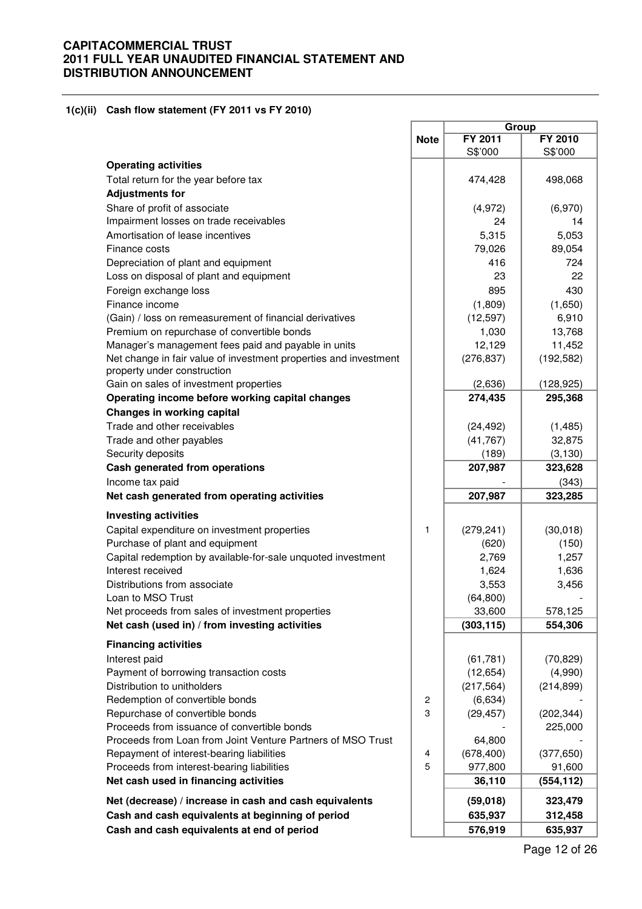# CAPITACOMMERCIAL TRUST
# 2011 FULL YEAR UNAUDITED FINANCIAL STATEMENT AND DISTRIBUTION ANNOUNCEMENT

## 1(c)(ii) Cash flow statement (FY 2011 vs FY 2010)

| | Note | Group | |
|---|---|---|---|
| | | **FY 2011** | **FY 2010** |
| | | S$'000 | S$'000 |
| **Operating activities** | | | |
| Total return for the year before tax | | 474,428 | 498,068 |
| **Adjustments for** | | | |
| Share of profit of associate | | (4,972) | (6,970) |
| Impairment losses on trade receivables | | 24 | 14 |
| Amortisation of lease incentives | | 5,315 | 5,053 |
| Finance costs | | 79,026 | 89,054 |
| Depreciation of plant and equipment | | 416 | 724 |
| Loss on disposal of plant and equipment | | 23 | 22 |
| Foreign exchange loss | | 895 | 430 |
| Finance income | | (1,809) | (1,650) |
| (Gain) / loss on remeasurement of financial derivatives | | (12,597) | 6,910 |
| Premium on repurchase of convertible bonds | | 1,030 | 13,768 |
| Manager's management fees paid and payable in units | | 12,129 | 11,452 |
| Net change in fair value of investment properties and investment property under construction | | (276,837) | (192,582) |
| Gain on sales of investment properties | | (2,636) | (128,925) |
| **Operating income before working capital changes** | | **274,435** | **295,368** |
| **Changes in working capital** | | | |
| Trade and other receivables | | (24,492) | (1,485) |
| Trade and other payables | | (41,767) | 32,875 |
| Security deposits | | (189) | (3,130) |
| **Cash generated from operations** | | **207,987** | **323,628** |
| Income tax paid | | - | (343) |
| **Net cash generated from operating activities** | | **207,987** | **323,285** |
| **Investing activities** | | | |
| Capital expenditure on investment properties | 1 | (279,241) | (30,018) |
| Purchase of plant and equipment | | (620) | (150) |
| Capital redemption by available-for-sale unquoted investment | | 2,769 | 1,257 |
| Interest received | | 1,624 | 1,636 |
| Distributions from associate | | 3,553 | 3,456 |
| Loan to MSO Trust | | (64,800) | - |
| Net proceeds from sales of investment properties | | 33,600 | 578,125 |
| **Net cash (used in) / from investing activities** | | **(303,115)** | **554,306** |
| **Financing activities** | | | |
| Interest paid | | (61,781) | (70,829) |
| Payment of borrowing transaction costs | | (12,654) | (4,990) |
| Distribution to unitholders | | (217,564) | (214,899) |
| Redemption of convertible bonds | 2 | (6,634) | - |
| Repurchase of convertible bonds | 3 | (29,457) | (202,344) |
| Proceeds from issuance of convertible bonds | | - | 225,000 |
| Proceeds from Loan from Joint Venture Partners of MSO Trust | | 64,800 | - |
| Repayment of interest-bearing liabilities | 4 | (678,400) | (377,650) |
| Proceeds from interest-bearing liabilities | 5 | 977,800 | 91,600 |
| **Net cash used in financing activities** | | **36,110** | **(554,112)** |
| **Net (decrease) / increase in cash and cash equivalents** | | **(59,018)** | **323,479** |
| **Cash and cash equivalents at beginning of period** | | **635,937** | **312,458** |
| **Cash and cash equivalents at end of period** | | **576,919** | **635,937** |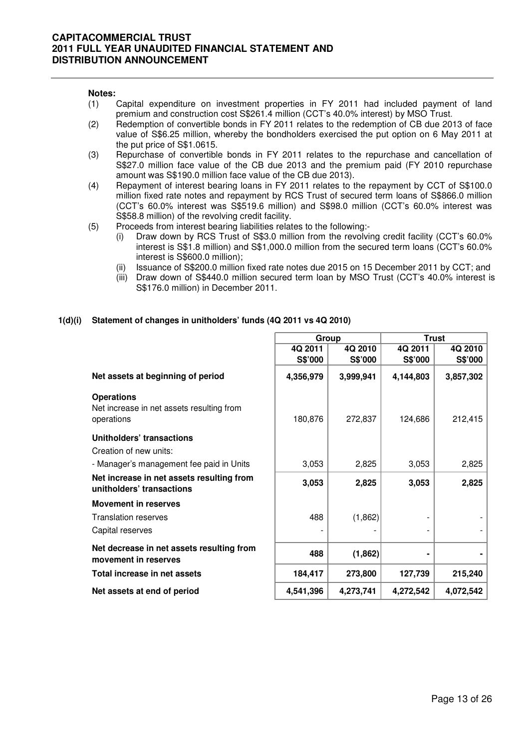**Notes:**

(1) Capital expenditure on investment properties in FY 2011 had included payment of land premium and construction cost S$261.4 million (CCT's 40.0% interest) by MSO Trust.

(2) Redemption of convertible bonds in FY 2011 relates to the redemption of CB due 2013 of face value of S$6.25 million, whereby the bondholders exercised the put option on 6 May 2011 at the put price of S$1.0615.

(3) Repurchase of convertible bonds in FY 2011 relates to the repurchase and cancellation of S$27.0 million face value of the CB due 2013 and the premium paid (FY 2010 repurchase amount was S$190.0 million face value of the CB due 2013).

(4) Repayment of interest bearing loans in FY 2011 relates to the repayment by CCT of S$100.0 million fixed rate notes and repayment by RCS Trust of secured term loans of S$866.0 million (CCT's 60.0% interest was S$519.6 million) and S$98.0 million (CCT's 60.0% interest was S$58.8 million) of the revolving credit facility.

(5) Proceeds from interest bearing liabilities relates to the following:-
   (i) Draw down by RCS Trust of S$3.0 million from the revolving credit facility (CCT's 60.0% interest is S$1.8 million) and S$1,000.0 million from the secured term loans (CCT's 60.0% interest is S$600.0 million);
   (ii) Issuance of S$200.0 million fixed rate notes due 2015 on 15 December 2011 by CCT; and
   (iii) Draw down of S$440.0 million secured term loan by MSO Trust (CCT's 40.0% interest is S$176.0 million) in December 2011.

### 1(d)(i) Statement of changes in unitholders' funds (4Q 2011 vs 4Q 2010)

| | Group | | Trust | |
|---|---|---|---|---|
| | 4Q 2011<br>S$'000 | 4Q 2010<br>S$'000 | 4Q 2011<br>S$'000 | 4Q 2010<br>S$'000 |
| **Net assets at beginning of period** | **4,356,979** | **3,999,941** | **4,144,803** | **3,857,302** |
| **Operations** | | | | |
| Net increase in net assets resulting from operations | 180,876 | 272,837 | 124,686 | 212,415 |
| **Unitholders' transactions** | | | | |
| Creation of new units: | | | | |
| - Manager's management fee paid in Units | 3,053 | 2,825 | 3,053 | 2,825 |
| **Net increase in net assets resulting from unitholders' transactions** | **3,053** | **2,825** | **3,053** | **2,825** |
| **Movement in reserves** | | | | |
| Translation reserves | 488 | (1,862) | - | - |
| Capital reserves | - | - | - | - |
| **Net decrease in net assets resulting from movement in reserves** | **488** | **(1,862)** | **-** | **-** |
| **Total increase in net assets** | **184,417** | **273,800** | **127,739** | **215,240** |
| **Net assets at end of period** | **4,541,396** | **4,273,741** | **4,272,542** | **4,072,542** |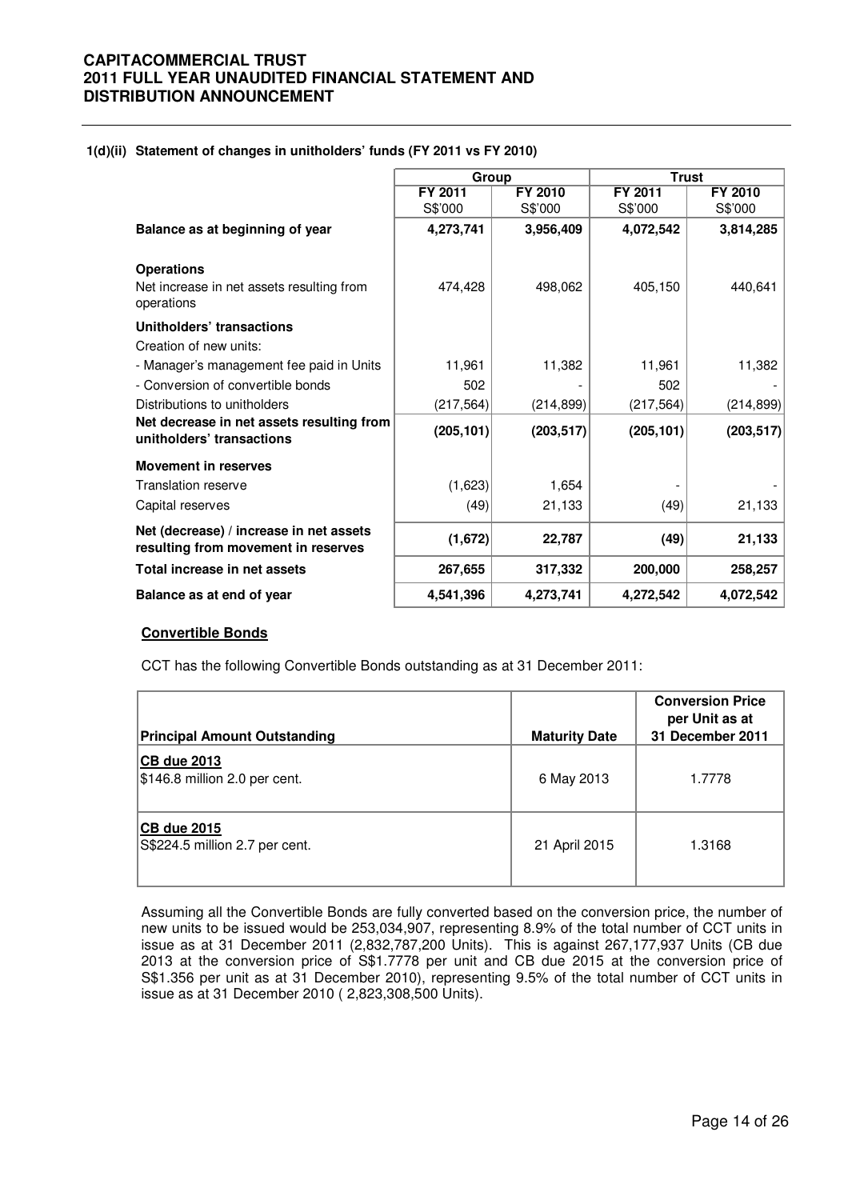**1(d)(ii) Statement of changes in unitholders' funds (FY 2011 vs FY 2010)**

| | Group | | Trust | |
|---|---|---|---|---|
| | FY 2011<br>S$'000 | FY 2010<br>S$'000 | FY 2011<br>S$'000 | FY 2010<br>S$'000 |
| **Balance as at beginning of year** | **4,273,741** | **3,956,409** | **4,072,542** | **3,814,285** |
| **Operations** | | | | |
| Net increase in net assets resulting from operations | 474,428 | 498,062 | 405,150 | 440,641 |
| **Unitholders' transactions** | | | | |
| Creation of new units: | | | | |
| - Manager's management fee paid in Units | 11,961 | 11,382 | 11,961 | 11,382 |
| - Conversion of convertible bonds | 502 | - | 502 | - |
| Distributions to unitholders | (217,564) | (214,899) | (217,564) | (214,899) |
| **Net decrease in net assets resulting from unitholders' transactions** | **(205,101)** | **(203,517)** | **(205,101)** | **(203,517)** |
| **Movement in reserves** | | | | |
| Translation reserve | (1,623) | 1,654 | - | - |
| Capital reserves | (49) | 21,133 | (49) | 21,133 |
| **Net (decrease) / increase in net assets resulting from movement in reserves** | **(1,672)** | **22,787** | **(49)** | **21,133** |
| **Total increase in net assets** | **267,655** | **317,332** | **200,000** | **258,257** |
| **Balance as at end of year** | **4,541,396** | **4,273,741** | **4,272,542** | **4,072,542** |

**Convertible Bonds**

CCT has the following Convertible Bonds outstanding as at 31 December 2011:

| Principal Amount Outstanding | Maturity Date | Conversion Price per Unit as at 31 December 2011 |
|---|---|---|
| **CB due 2013**<br>$146.8 million 2.0 per cent. | 6 May 2013 | 1.7778 |
| **CB due 2015**<br>S$224.5 million 2.7 per cent. | 21 April 2015 | 1.3168 |

Assuming all the Convertible Bonds are fully converted based on the conversion price, the number of new units to be issued would be 253,034,907, representing 8.9% of the total number of CCT units in issue as at 31 December 2011 (2,832,787,200 Units). This is against 267,177,937 Units (CB due 2013 at the conversion price of S$1.7778 per unit and CB due 2015 at the conversion price of S$1.356 per unit as at 31 December 2010), representing 9.5% of the total number of CCT units in issue as at 31 December 2010 ( 2,823,308,500 Units).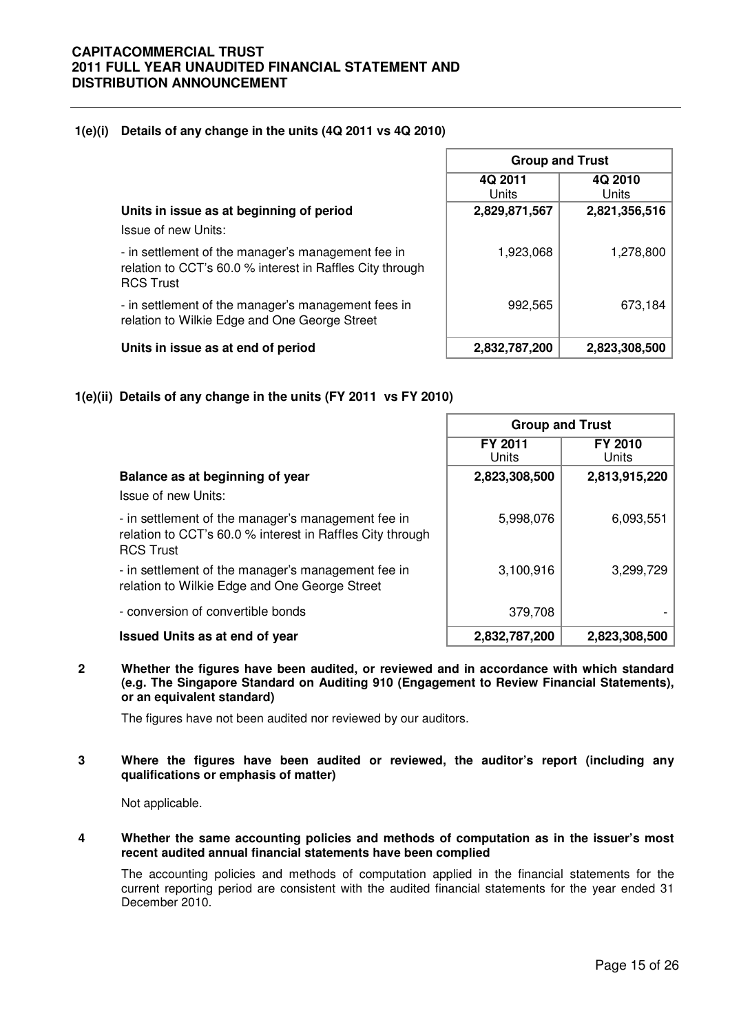### 1(e)(i) Details of any change in the units (4Q 2011 vs 4Q 2010)

| | Group and Trust | |
|---|---|---|
| | 4Q 2011 Units | 4Q 2010 Units |
| **Units in issue as at beginning of period** | **2,829,871,567** | **2,821,356,516** |
| Issue of new Units: | | |
| - in settlement of the manager's management fee in relation to CCT's 60.0 % interest in Raffles City through RCS Trust | 1,923,068 | 1,278,800 |
| - in settlement of the manager's management fees in relation to Wilkie Edge and One George Street | 992,565 | 673,184 |
| **Units in issue as at end of period** | **2,832,787,200** | **2,823,308,500** |

### 1(e)(ii) Details of any change in the units (FY 2011 vs FY 2010)

| | Group and Trust | |
|---|---|---|
| | FY 2011 Units | FY 2010 Units |
| **Balance as at beginning of year** | **2,823,308,500** | **2,813,915,220** |
| Issue of new Units: | | |
| - in settlement of the manager's management fee in relation to CCT's 60.0 % interest in Raffles City through RCS Trust | 5,998,076 | 6,093,551 |
| - in settlement of the manager's management fee in relation to Wilkie Edge and One George Street | 3,100,916 | 3,299,729 |
| - conversion of convertible bonds | 379,708 | - |
| **Issued Units as at end of year** | **2,832,787,200** | **2,823,308,500** |

### 2 Whether the figures have been audited, or reviewed and in accordance with which standard (e.g. The Singapore Standard on Auditing 910 (Engagement to Review Financial Statements), or an equivalent standard)

The figures have not been audited nor reviewed by our auditors.

### 3 Where the figures have been audited or reviewed, the auditor's report (including any qualifications or emphasis of matter)

Not applicable.

### 4 Whether the same accounting policies and methods of computation as in the issuer's most recent audited annual financial statements have been complied

The accounting policies and methods of computation applied in the financial statements for the current reporting period are consistent with the audited financial statements for the year ended 31 December 2010.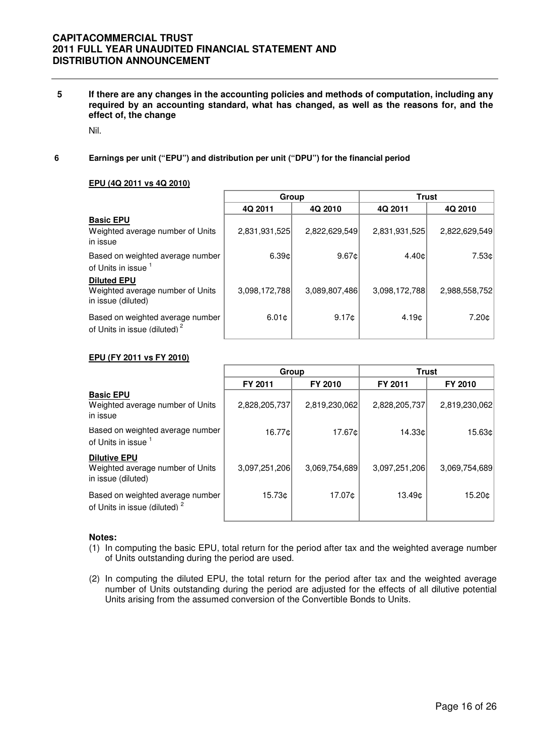**5 If there are any changes in the accounting policies and methods of computation, including any required by an accounting standard, what has changed, as well as the reasons for, and the effect of, the change**

Nil.

**6 Earnings per unit ("EPU") and distribution per unit ("DPU") for the financial period**

**EPU (4Q 2011 vs 4Q 2010)**

| | Group | | Trust | |
|---|---|---|---|---|
| | **4Q 2011** | **4Q 2010** | **4Q 2011** | **4Q 2010** |
| **Basic EPU** | | | | |
| Weighted average number of Units in issue | 2,831,931,525 | 2,822,629,549 | 2,831,931,525 | 2,822,629,549 |
| Based on weighted average number of Units in issue [1] | 6.39¢ | 9.67¢ | 4.40¢ | 7.53¢ |
| **Diluted EPU** | | | | |
| Weighted average number of Units in issue (diluted) | 3,098,172,788 | 3,089,807,486 | 3,098,172,788 | 2,988,558,752 |
| Based on weighted average number of Units in issue (diluted) [2] | 6.01¢ | 9.17¢ | 4.19¢ | 7.20¢ |

**EPU (FY 2011 vs FY 2010)**

| | Group | | Trust | |
|---|---|---|---|---|
| | **FY 2011** | **FY 2010** | **FY 2011** | **FY 2010** |
| **Basic EPU** | | | | |
| Weighted average number of Units in issue | 2,828,205,737 | 2,819,230,062 | 2,828,205,737 | 2,819,230,062 |
| Based on weighted average number of Units in issue [1] | 16.77¢ | 17.67¢ | 14.33¢ | 15.63¢ |
| **Dilutive EPU** | | | | |
| Weighted average number of Units in issue (diluted) | 3,097,251,206 | 3,069,754,689 | 3,097,251,206 | 3,069,754,689 |
| Based on weighted average number of Units in issue (diluted) [2] | 15.73¢ | 17.07¢ | 13.49¢ | 15.20¢ |

**Notes:**

(1) In computing the basic EPU, total return for the period after tax and the weighted average number of Units outstanding during the period are used.

(2) In computing the diluted EPU, the total return for the period after tax and the weighted average number of Units outstanding during the period are adjusted for the effects of all dilutive potential Units arising from the assumed conversion of the Convertible Bonds to Units.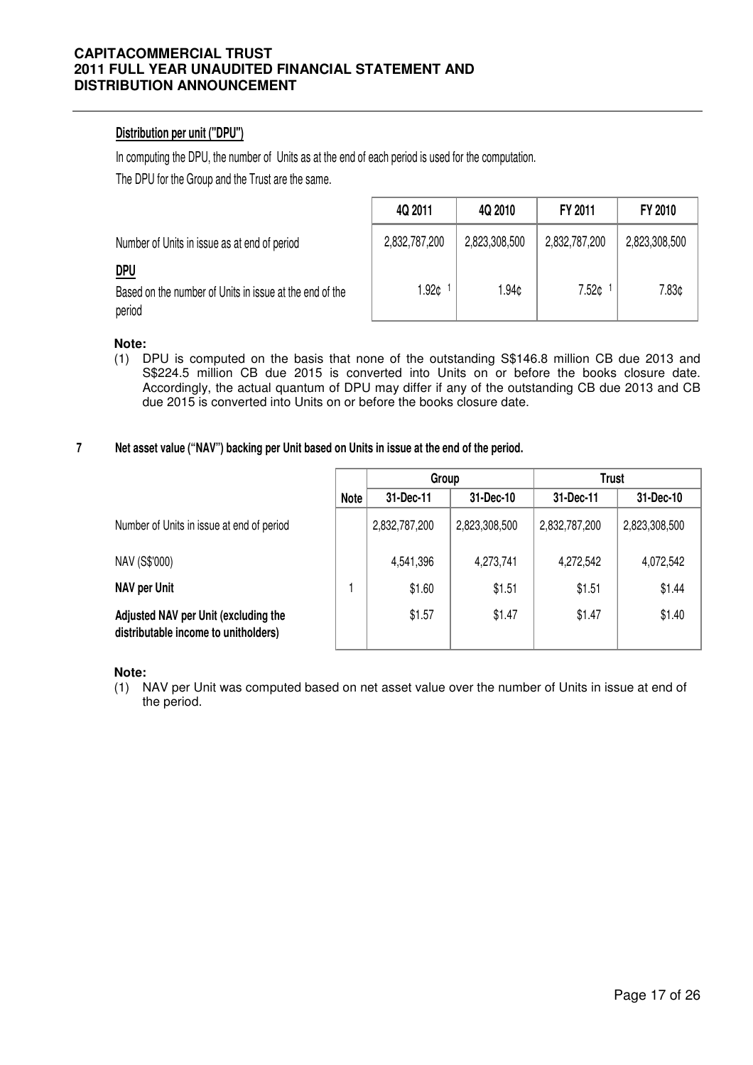**Distribution per unit ("DPU")**

In computing the DPU, the number of Units as at the end of each period is used for the computation.

The DPU for the Group and the Trust are the same.

| | 4Q 2011 | 4Q 2010 | FY 2011 | FY 2010 |
|---|---|---|---|---|
| Number of Units in issue as at end of period | 2,832,787,200 | 2,823,308,500 | 2,832,787,200 | 2,823,308,500 |
| **DPU** | | | | |
| Based on the number of Units in issue at the end of the period | 1.92¢ [1] | 1.94¢ | 7.52¢ [1] | 7.83¢ |

**Note:**

(1) DPU is computed on the basis that none of the outstanding S$146.8 million CB due 2013 and S$224.5 million CB due 2015 is converted into Units on or before the books closure date. Accordingly, the actual quantum of DPU may differ if any of the outstanding CB due 2013 and CB due 2015 is converted into Units on or before the books closure date.

## 7 Net asset value ("NAV") backing per Unit based on Units in issue at the end of the period.

| | Note | Group | | Trust | |
|---|---|---|---|---|---|
| | | 31-Dec-11 | 31-Dec-10 | 31-Dec-11 | 31-Dec-10 |
| Number of Units in issue at end of period | | 2,832,787,200 | 2,823,308,500 | 2,832,787,200 | 2,823,308,500 |
| NAV (S$'000) | | 4,541,396 | 4,273,741 | 4,272,542 | 4,072,542 |
| **NAV per Unit** | 1 | $1.60 | $1.51 | $1.51 | $1.44 |
| **Adjusted NAV per Unit (excluding the distributable income to unitholders)** | | $1.57 | $1.47 | $1.47 | $1.40 |

**Note:**

(1) NAV per Unit was computed based on net asset value over the number of Units in issue at end of the period.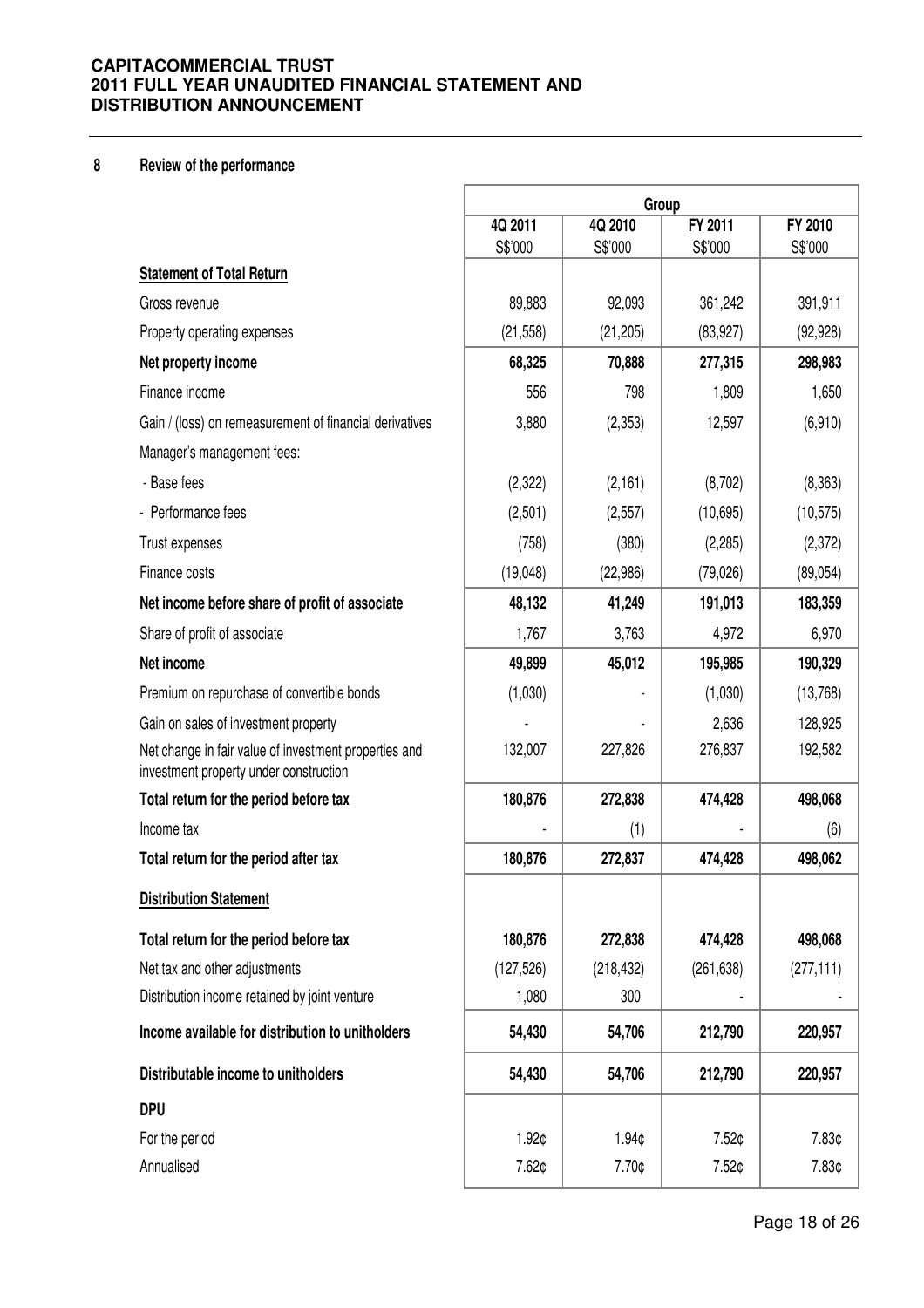## 8 Review of the performance

| | Group | | | |
|---|---|---|---|---|
| | 4Q 2011 S$'000 | 4Q 2010 S$'000 | FY 2011 S$'000 | FY 2010 S$'000 |
| **Statement of Total Return** | | | | |
| Gross revenue | 89,883 | 92,093 | 361,242 | 391,911 |
| Property operating expenses | (21,558) | (21,205) | (83,927) | (92,928) |
| **Net property income** | **68,325** | **70,888** | **277,315** | **298,983** |
| Finance income | 556 | 798 | 1,809 | 1,650 |
| Gain / (loss) on remeasurement of financial derivatives | 3,880 | (2,353) | 12,597 | (6,910) |
| Manager's management fees: | | | | |
| - Base fees | (2,322) | (2,161) | (8,702) | (8,363) |
| - Performance fees | (2,501) | (2,557) | (10,695) | (10,575) |
| Trust expenses | (758) | (380) | (2,285) | (2,372) |
| Finance costs | (19,048) | (22,986) | (79,026) | (89,054) |
| **Net income before share of profit of associate** | **48,132** | **41,249** | **191,013** | **183,359** |
| Share of profit of associate | 1,767 | 3,763 | 4,972 | 6,970 |
| **Net income** | **49,899** | **45,012** | **195,985** | **190,329** |
| Premium on repurchase of convertible bonds | (1,030) | - | (1,030) | (13,768) |
| Gain on sales of investment property | - | - | 2,636 | 128,925 |
| Net change in fair value of investment properties and investment property under construction | 132,007 | 227,826 | 276,837 | 192,582 |
| **Total return for the period before tax** | **180,876** | **272,838** | **474,428** | **498,068** |
| Income tax | - | (1) | - | (6) |
| **Total return for the period after tax** | **180,876** | **272,837** | **474,428** | **498,062** |
| **Distribution Statement** | | | | |
| **Total return for the period before tax** | **180,876** | **272,838** | **474,428** | **498,068** |
| Net tax and other adjustments | (127,526) | (218,432) | (261,638) | (277,111) |
| Distribution income retained by joint venture | 1,080 | 300 | - | - |
| **Income available for distribution to unitholders** | **54,430** | **54,706** | **212,790** | **220,957** |
| **Distributable income to unitholders** | **54,430** | **54,706** | **212,790** | **220,957** |
| **DPU** | | | | |
| For the period | 1.92¢ | 1.94¢ | 7.52¢ | 7.83¢ |
| Annualised | 7.62¢ | 7.70¢ | 7.52¢ | 7.83¢ |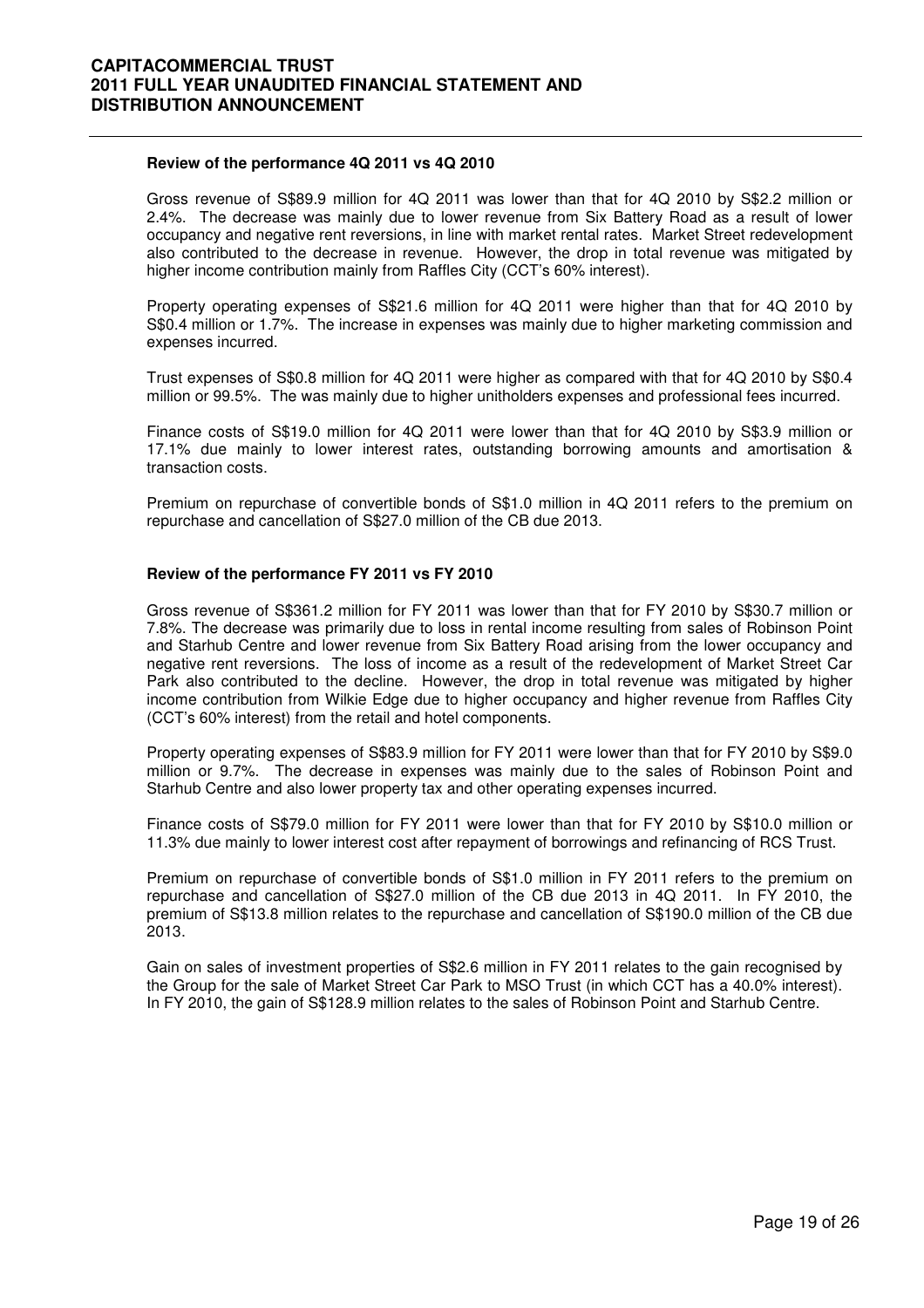**Review of the performance 4Q 2011 vs 4Q 2010**

Gross revenue of S$89.9 million for 4Q 2011 was lower than that for 4Q 2010 by S$2.2 million or 2.4%. The decrease was mainly due to lower revenue from Six Battery Road as a result of lower occupancy and negative rent reversions, in line with market rental rates. Market Street redevelopment also contributed to the decrease in revenue. However, the drop in total revenue was mitigated by higher income contribution mainly from Raffles City (CCT's 60% interest).

Property operating expenses of S$21.6 million for 4Q 2011 were higher than that for 4Q 2010 by S$0.4 million or 1.7%. The increase in expenses was mainly due to higher marketing commission and expenses incurred.

Trust expenses of S$0.8 million for 4Q 2011 were higher as compared with that for 4Q 2010 by S$0.4 million or 99.5%. The was mainly due to higher unitholders expenses and professional fees incurred.

Finance costs of S$19.0 million for 4Q 2011 were lower than that for 4Q 2010 by S$3.9 million or 17.1% due mainly to lower interest rates, outstanding borrowing amounts and amortisation & transaction costs.

Premium on repurchase of convertible bonds of S$1.0 million in 4Q 2011 refers to the premium on repurchase and cancellation of S$27.0 million of the CB due 2013.

**Review of the performance FY 2011 vs FY 2010**

Gross revenue of S$361.2 million for FY 2011 was lower than that for FY 2010 by S$30.7 million or 7.8%. The decrease was primarily due to loss in rental income resulting from sales of Robinson Point and Starhub Centre and lower revenue from Six Battery Road arising from the lower occupancy and negative rent reversions. The loss of income as a result of the redevelopment of Market Street Car Park also contributed to the decline. However, the drop in total revenue was mitigated by higher income contribution from Wilkie Edge due to higher occupancy and higher revenue from Raffles City (CCT's 60% interest) from the retail and hotel components.

Property operating expenses of S$83.9 million for FY 2011 were lower than that for FY 2010 by S$9.0 million or 9.7%. The decrease in expenses was mainly due to the sales of Robinson Point and Starhub Centre and also lower property tax and other operating expenses incurred.

Finance costs of S$79.0 million for FY 2011 were lower than that for FY 2010 by S$10.0 million or 11.3% due mainly to lower interest cost after repayment of borrowings and refinancing of RCS Trust.

Premium on repurchase of convertible bonds of S$1.0 million in FY 2011 refers to the premium on repurchase and cancellation of S$27.0 million of the CB due 2013 in 4Q 2011. In FY 2010, the premium of S$13.8 million relates to the repurchase and cancellation of S$190.0 million of the CB due 2013.

Gain on sales of investment properties of S$2.6 million in FY 2011 relates to the gain recognised by the Group for the sale of Market Street Car Park to MSO Trust (in which CCT has a 40.0% interest). In FY 2010, the gain of S$128.9 million relates to the sales of Robinson Point and Starhub Centre.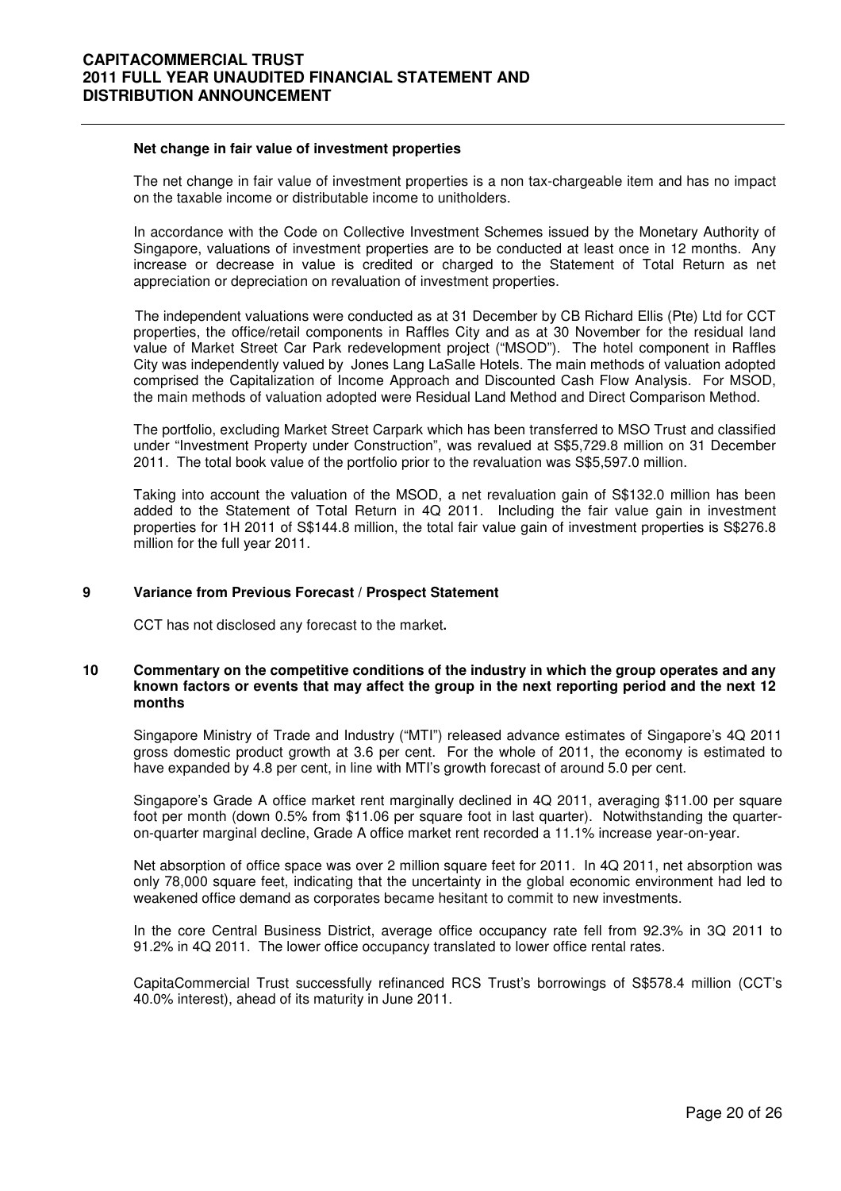**Net change in fair value of investment properties**

The net change in fair value of investment properties is a non tax-chargeable item and has no impact on the taxable income or distributable income to unitholders.

In accordance with the Code on Collective Investment Schemes issued by the Monetary Authority of Singapore, valuations of investment properties are to be conducted at least once in 12 months. Any increase or decrease in value is credited or charged to the Statement of Total Return as net appreciation or depreciation on revaluation of investment properties.

The independent valuations were conducted as at 31 December by CB Richard Ellis (Pte) Ltd for CCT properties, the office/retail components in Raffles City and as at 30 November for the residual land value of Market Street Car Park redevelopment project ("MSOD"). The hotel component in Raffles City was independently valued by Jones Lang LaSalle Hotels. The main methods of valuation adopted comprised the Capitalization of Income Approach and Discounted Cash Flow Analysis. For MSOD, the main methods of valuation adopted were Residual Land Method and Direct Comparison Method.

The portfolio, excluding Market Street Carpark which has been transferred to MSO Trust and classified under "Investment Property under Construction", was revalued at S$5,729.8 million on 31 December 2011. The total book value of the portfolio prior to the revaluation was S$5,597.0 million.

Taking into account the valuation of the MSOD, a net revaluation gain of S$132.0 million has been added to the Statement of Total Return in 4Q 2011. Including the fair value gain in investment properties for 1H 2011 of S$144.8 million, the total fair value gain of investment properties is S$276.8 million for the full year 2011.

## 9 Variance from Previous Forecast / Prospect Statement

CCT has not disclosed any forecast to the market**.**

## 10 Commentary on the competitive conditions of the industry in which the group operates and any known factors or events that may affect the group in the next reporting period and the next 12 months

Singapore Ministry of Trade and Industry ("MTI") released advance estimates of Singapore's 4Q 2011 gross domestic product growth at 3.6 per cent. For the whole of 2011, the economy is estimated to have expanded by 4.8 per cent, in line with MTI's growth forecast of around 5.0 per cent.

Singapore's Grade A office market rent marginally declined in 4Q 2011, averaging $11.00 per square foot per month (down 0.5% from $11.06 per square foot in last quarter). Notwithstanding the quarter-on-quarter marginal decline, Grade A office market rent recorded a 11.1% increase year-on-year.

Net absorption of office space was over 2 million square feet for 2011. In 4Q 2011, net absorption was only 78,000 square feet, indicating that the uncertainty in the global economic environment had led to weakened office demand as corporates became hesitant to commit to new investments.

In the core Central Business District, average office occupancy rate fell from 92.3% in 3Q 2011 to 91.2% in 4Q 2011. The lower office occupancy translated to lower office rental rates.

CapitaCommercial Trust successfully refinanced RCS Trust's borrowings of S$578.4 million (CCT's 40.0% interest), ahead of its maturity in June 2011.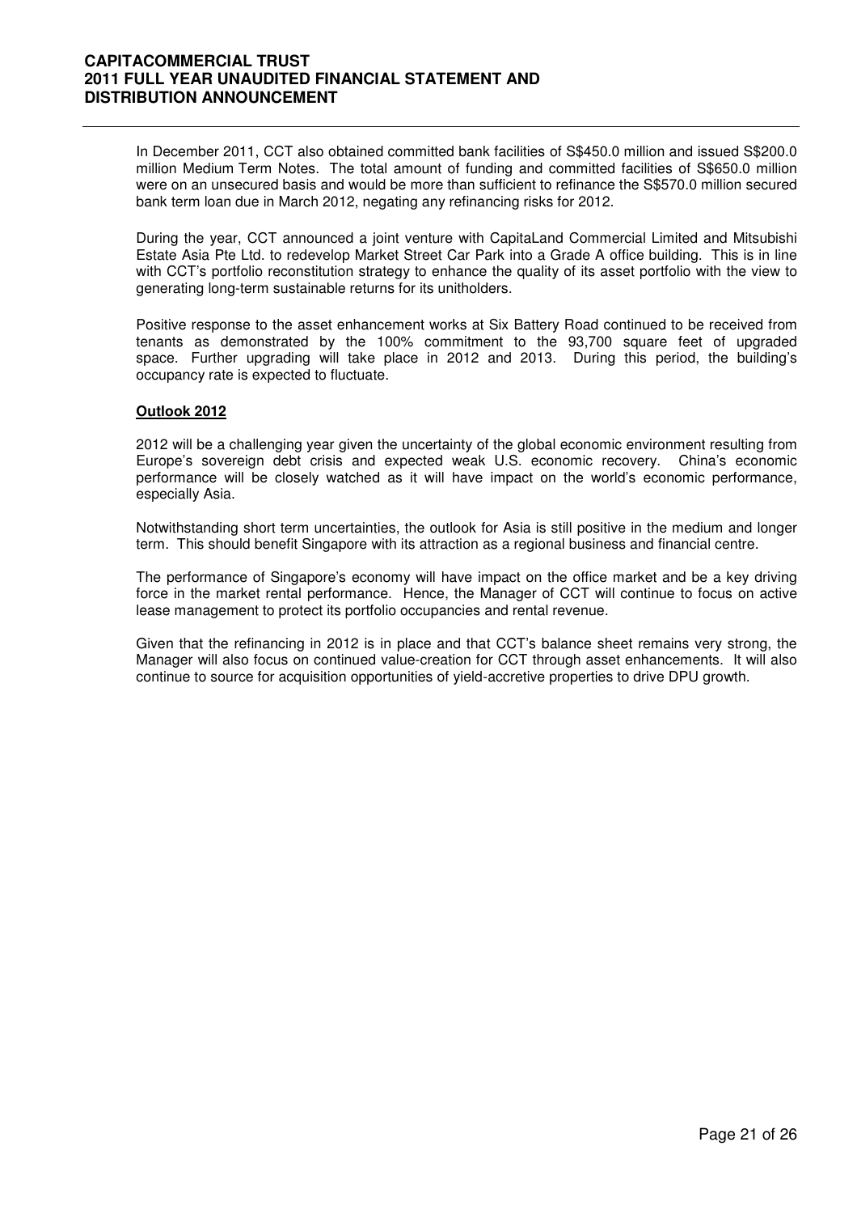In December 2011, CCT also obtained committed bank facilities of S$450.0 million and issued S$200.0 million Medium Term Notes. The total amount of funding and committed facilities of S$650.0 million were on an unsecured basis and would be more than sufficient to refinance the S$570.0 million secured bank term loan due in March 2012, negating any refinancing risks for 2012.

During the year, CCT announced a joint venture with CapitaLand Commercial Limited and Mitsubishi Estate Asia Pte Ltd. to redevelop Market Street Car Park into a Grade A office building. This is in line with CCT's portfolio reconstitution strategy to enhance the quality of its asset portfolio with the view to generating long-term sustainable returns for its unitholders.

Positive response to the asset enhancement works at Six Battery Road continued to be received from tenants as demonstrated by the 100% commitment to the 93,700 square feet of upgraded space. Further upgrading will take place in 2012 and 2013. During this period, the building's occupancy rate is expected to fluctuate.

**Outlook 2012**

2012 will be a challenging year given the uncertainty of the global economic environment resulting from Europe's sovereign debt crisis and expected weak U.S. economic recovery. China's economic performance will be closely watched as it will have impact on the world's economic performance, especially Asia.

Notwithstanding short term uncertainties, the outlook for Asia is still positive in the medium and longer term. This should benefit Singapore with its attraction as a regional business and financial centre.

The performance of Singapore's economy will have impact on the office market and be a key driving force in the market rental performance. Hence, the Manager of CCT will continue to focus on active lease management to protect its portfolio occupancies and rental revenue.

Given that the refinancing in 2012 is in place and that CCT's balance sheet remains very strong, the Manager will also focus on continued value-creation for CCT through asset enhancements. It will also continue to source for acquisition opportunities of yield-accretive properties to drive DPU growth.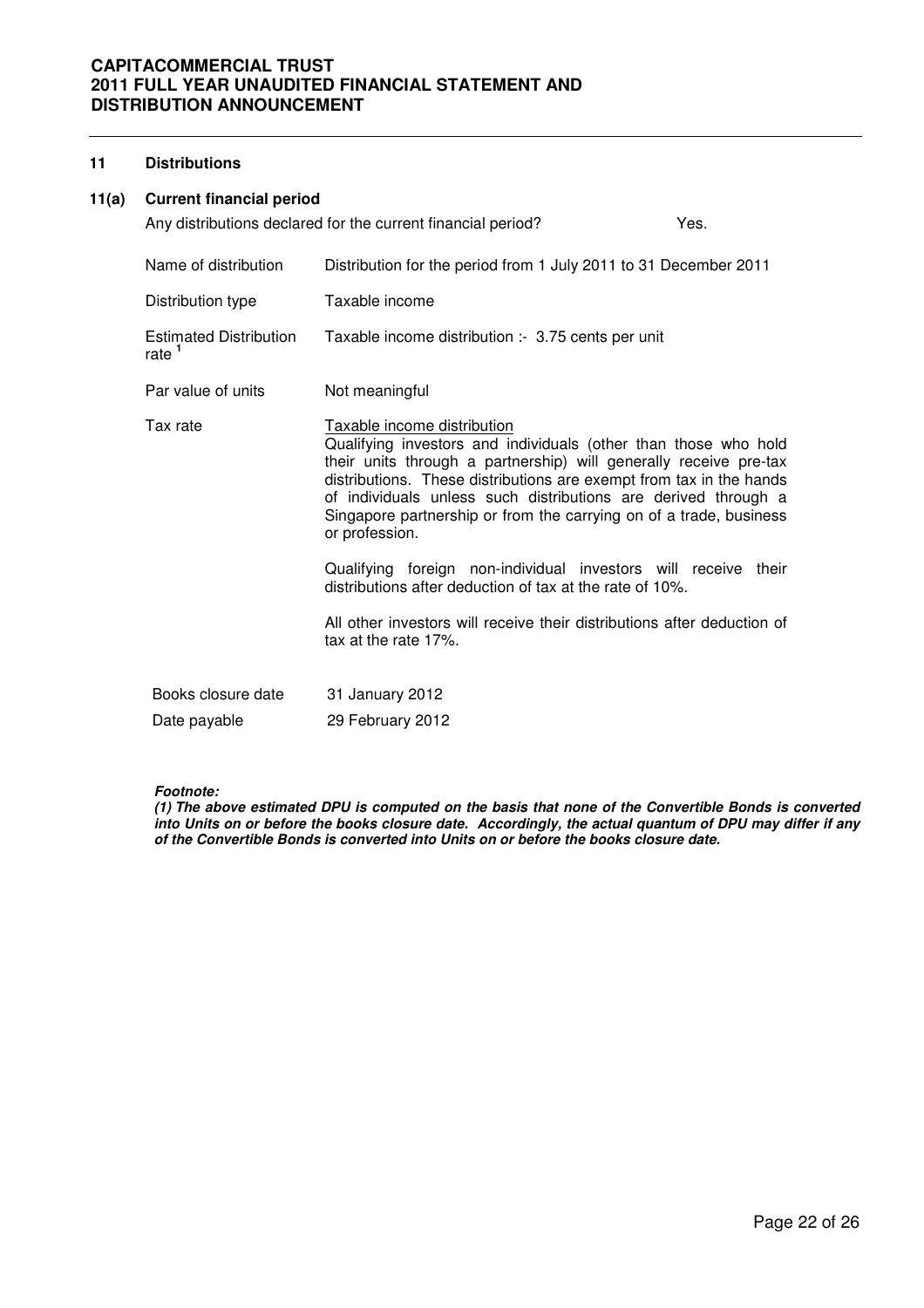## 11 Distributions

### 11(a) Current financial period

Any distributions declared for the current financial period? Yes.

| | |
|---|---|
| Name of distribution | Distribution for the period from 1 July 2011 to 31 December 2011 |
| Distribution type | Taxable income |
| Estimated Distribution rate [1] | Taxable income distribution :- 3.75 cents per unit |
| Par value of units | Not meaningful |
| Tax rate | Taxable income distribution<br>Qualifying investors and individuals (other than those who hold their units through a partnership) will generally receive pre-tax distributions. These distributions are exempt from tax in the hands of individuals unless such distributions are derived through a Singapore partnership or from the carrying on of a trade, business or profession.<br><br>Qualifying foreign non-individual investors will receive their distributions after deduction of tax at the rate of 10%.<br><br>All other investors will receive their distributions after deduction of tax at the rate 17%. |
| Books closure date | 31 January 2012 |
| Date payable | 29 February 2012 |

***Footnote:***

***(1) The above estimated DPU is computed on the basis that none of the Convertible Bonds is converted into Units on or before the books closure date. Accordingly, the actual quantum of DPU may differ if any of the Convertible Bonds is converted into Units on or before the books closure date.***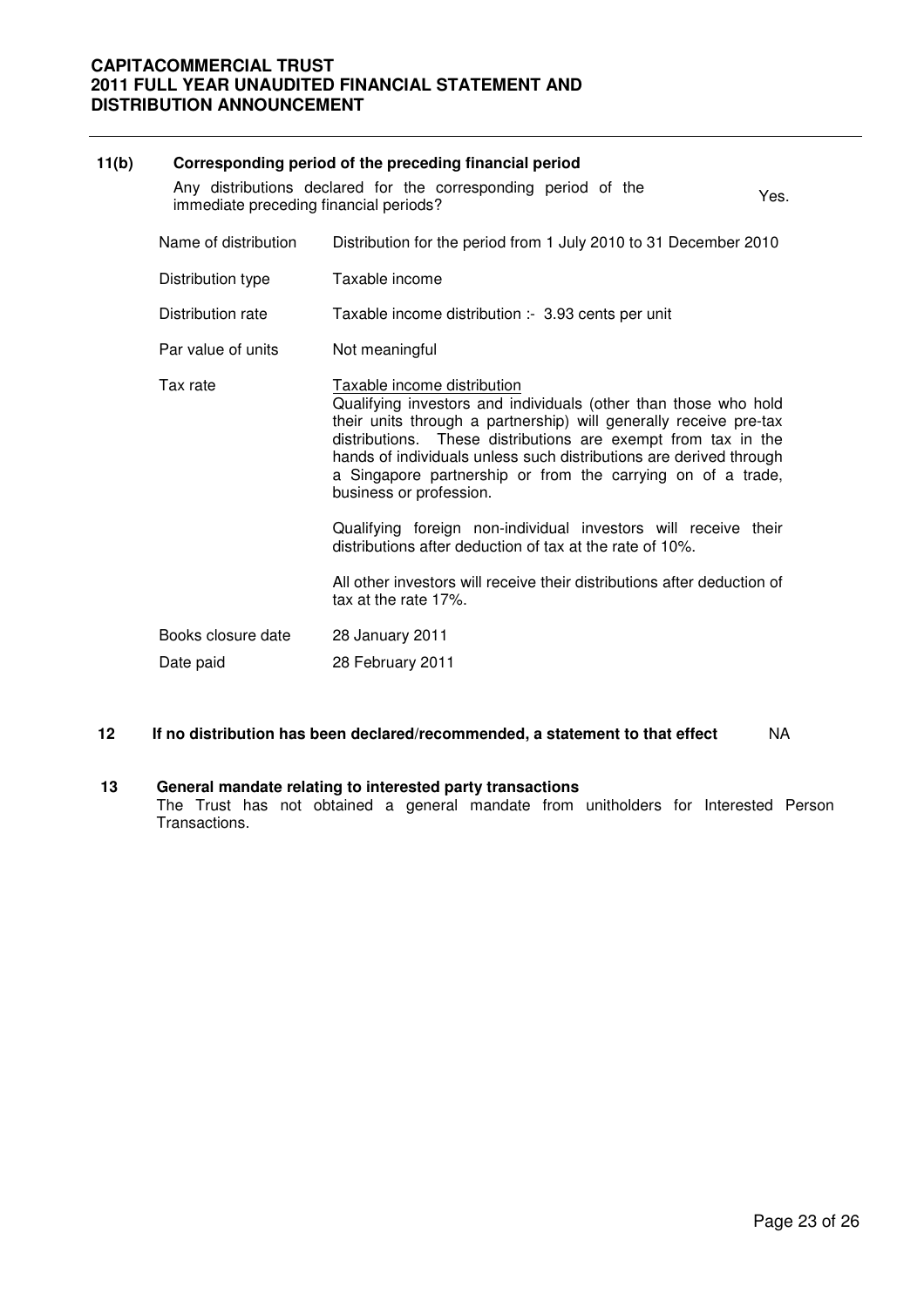### 11(b) Corresponding period of the preceding financial period

Any distributions declared for the corresponding period of the immediate preceding financial periods? Yes.

| | |
|---|---|
| Name of distribution | Distribution for the period from 1 July 2010 to 31 December 2010 |
| Distribution type | Taxable income |
| Distribution rate | Taxable income distribution :- 3.93 cents per unit |
| Par value of units | Not meaningful |
| Tax rate | Taxable income distribution<br>Qualifying investors and individuals (other than those who hold their units through a partnership) will generally receive pre-tax distributions. These distributions are exempt from tax in the hands of individuals unless such distributions are derived through a Singapore partnership or from the carrying on of a trade, business or profession.<br><br>Qualifying foreign non-individual investors will receive their distributions after deduction of tax at the rate of 10%.<br><br>All other investors will receive their distributions after deduction of tax at the rate 17%. |
| Books closure date | 28 January 2011 |
| Date paid | 28 February 2011 |

### 12 If no distribution has been declared/recommended, a statement to that effect

NA

### 13 General mandate relating to interested party transactions

The Trust has not obtained a general mandate from unitholders for Interested Person Transactions.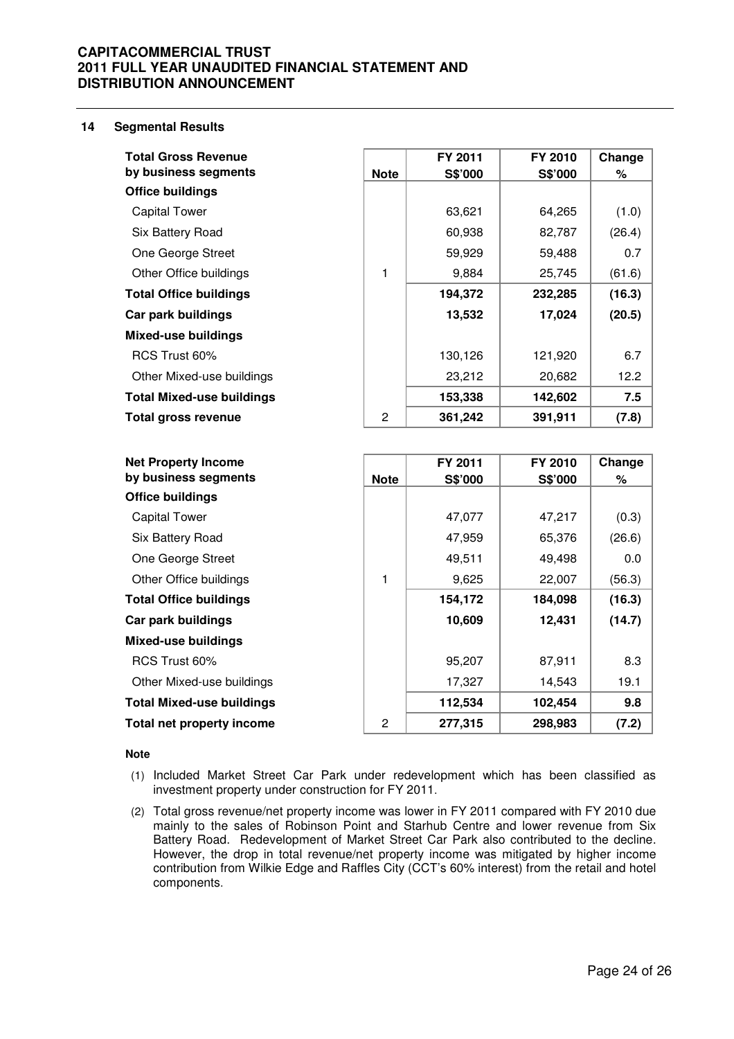## 14 Segmental Results

| Total Gross Revenue by business segments | Note | FY 2011 S$'000 | FY 2010 S$'000 | Change % |
|---|---|---|---|---|
| **Office buildings** | | | | |
| Capital Tower | | 63,621 | 64,265 | (1.0) |
| Six Battery Road | | 60,938 | 82,787 | (26.4) |
| One George Street | | 59,929 | 59,488 | 0.7 |
| Other Office buildings | 1 | 9,884 | 25,745 | (61.6) |
| **Total Office buildings** | | **194,372** | **232,285** | **(16.3)** |
| **Car park buildings** | | **13,532** | **17,024** | **(20.5)** |
| **Mixed-use buildings** | | | | |
| RCS Trust 60% | | 130,126 | 121,920 | 6.7 |
| Other Mixed-use buildings | | 23,212 | 20,682 | 12.2 |
| **Total Mixed-use buildings** | | **153,338** | **142,602** | **7.5** |
| **Total gross revenue** | 2 | **361,242** | **391,911** | **(7.8)** |

| Net Property Income by business segments | Note | FY 2011 S$'000 | FY 2010 S$'000 | Change % |
|---|---|---|---|---|
| **Office buildings** | | | | |
| Capital Tower | | 47,077 | 47,217 | (0.3) |
| Six Battery Road | | 47,959 | 65,376 | (26.6) |
| One George Street | | 49,511 | 49,498 | 0.0 |
| Other Office buildings | 1 | 9,625 | 22,007 | (56.3) |
| **Total Office buildings** | | **154,172** | **184,098** | **(16.3)** |
| **Car park buildings** | | **10,609** | **12,431** | **(14.7)** |
| **Mixed-use buildings** | | | | |
| RCS Trust 60% | | 95,207 | 87,911 | 8.3 |
| Other Mixed-use buildings | | 17,327 | 14,543 | 19.1 |
| **Total Mixed-use buildings** | | **112,534** | **102,454** | **9.8** |
| **Total net property income** | 2 | **277,315** | **298,983** | **(7.2)** |

**Note**

(1) Included Market Street Car Park under redevelopment which has been classified as investment property under construction for FY 2011.

(2) Total gross revenue/net property income was lower in FY 2011 compared with FY 2010 due mainly to the sales of Robinson Point and Starhub Centre and lower revenue from Six Battery Road. Redevelopment of Market Street Car Park also contributed to the decline. However, the drop in total revenue/net property income was mitigated by higher income contribution from Wilkie Edge and Raffles City (CCT's 60% interest) from the retail and hotel components.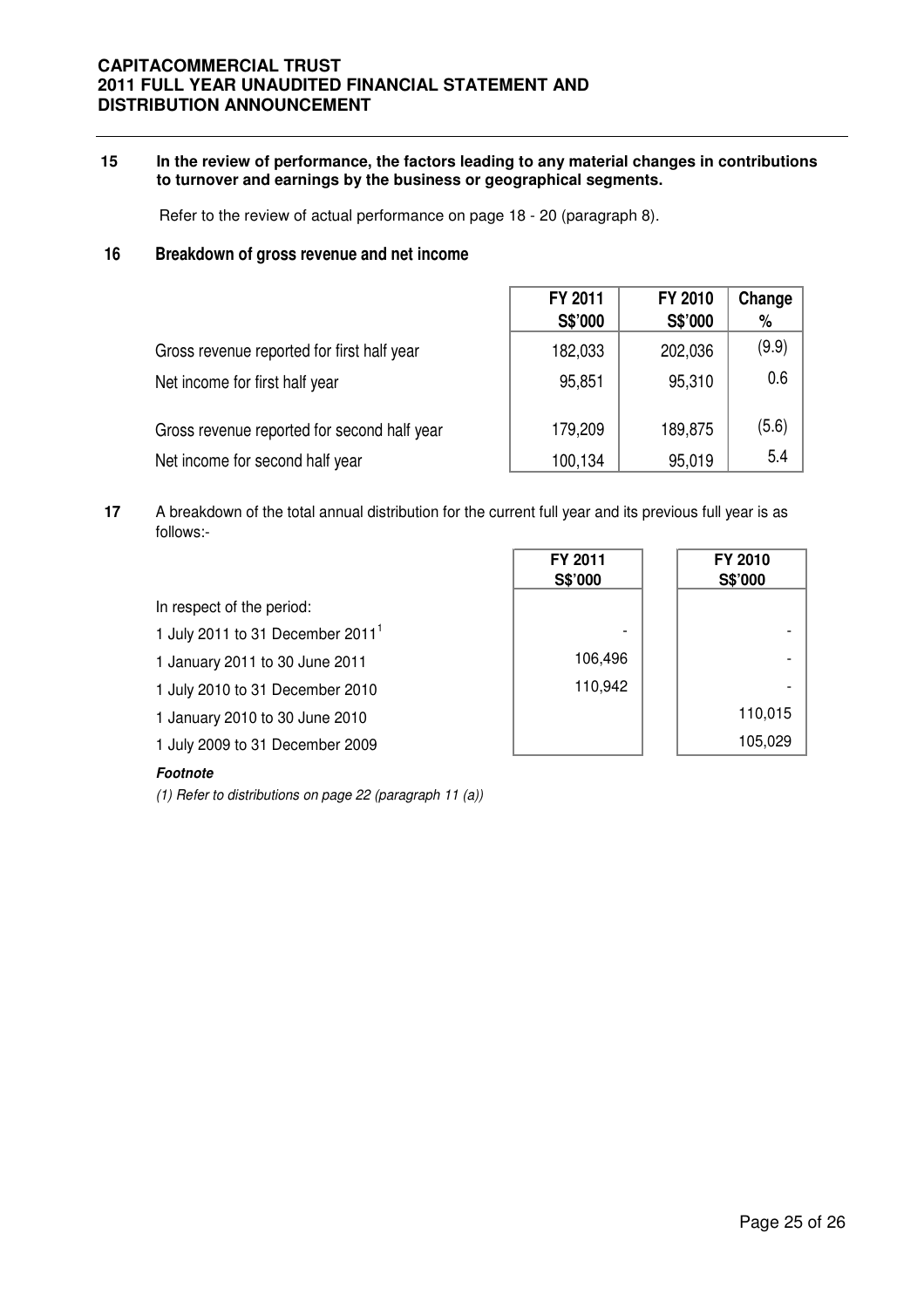**15 In the review of performance, the factors leading to any material changes in contributions to turnover and earnings by the business or geographical segments.**

Refer to the review of actual performance on page 18 - 20 (paragraph 8).

## 16 Breakdown of gross revenue and net income

| | FY 2011 S$'000 | FY 2010 S$'000 | Change % |
|---|---|---|---|
| Gross revenue reported for first half year | 182,033 | 202,036 | (9.9) |
| Net income for first half year | 95,851 | 95,310 | 0.6 |
| Gross revenue reported for second half year | 179,209 | 189,875 | (5.6) |
| Net income for second half year | 100,134 | 95,019 | 5.4 |

**17** A breakdown of the total annual distribution for the current full year and its previous full year is as follows:-

| | FY 2011 S$'000 | FY 2010 S$'000 |
|---|---|---|
| In respect of the period: | | |
| 1 July 2011 to 31 December 2011[1] | - | - |
| 1 January 2011 to 30 June 2011 | 106,496 | - |
| 1 July 2010 to 31 December 2010 | 110,942 | - |
| 1 January 2010 to 30 June 2010 | | 110,015 |
| 1 July 2009 to 31 December 2009 | | 105,029 |

***Footnote***

*(1) Refer to distributions on page 22 (paragraph 11 (a))*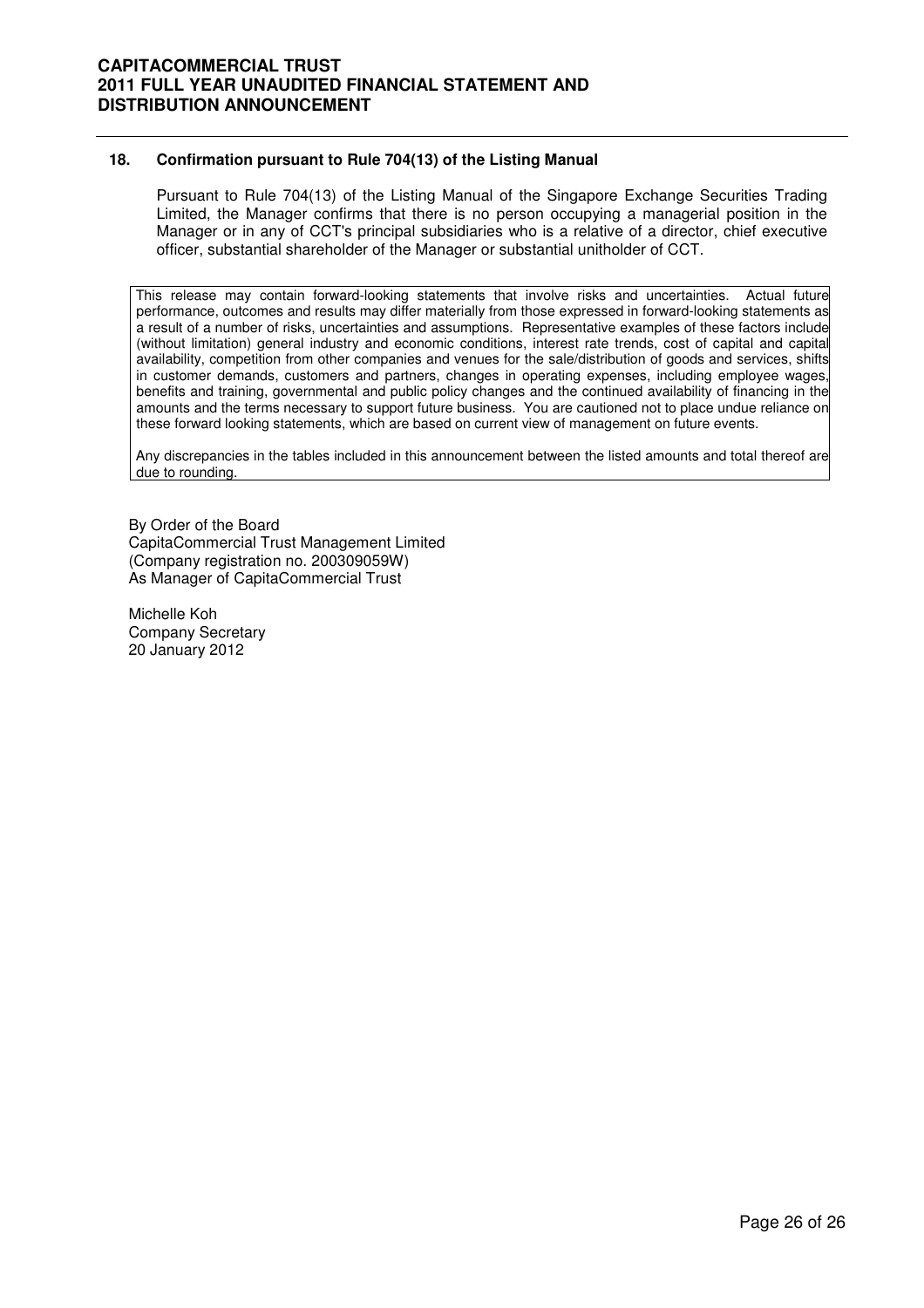## 18. Confirmation pursuant to Rule 704(13) of the Listing Manual

Pursuant to Rule 704(13) of the Listing Manual of the Singapore Exchange Securities Trading Limited, the Manager confirms that there is no person occupying a managerial position in the Manager or in any of CCT's principal subsidiaries who is a relative of a director, chief executive officer, substantial shareholder of the Manager or substantial unitholder of CCT.

This release may contain forward-looking statements that involve risks and uncertainties. Actual future performance, outcomes and results may differ materially from those expressed in forward-looking statements as a result of a number of risks, uncertainties and assumptions. Representative examples of these factors include (without limitation) general industry and economic conditions, interest rate trends, cost of capital and capital availability, competition from other companies and venues for the sale/distribution of goods and services, shifts in customer demands, customers and partners, changes in operating expenses, including employee wages, benefits and training, governmental and public policy changes and the continued availability of financing in the amounts and the terms necessary to support future business. You are cautioned not to place undue reliance on these forward looking statements, which are based on current view of management on future events.

Any discrepancies in the tables included in this announcement between the listed amounts and total thereof are due to rounding.

By Order of the Board
CapitaCommercial Trust Management Limited
(Company registration no. 200309059W)
As Manager of CapitaCommercial Trust

Michelle Koh
Company Secretary
20 January 2012